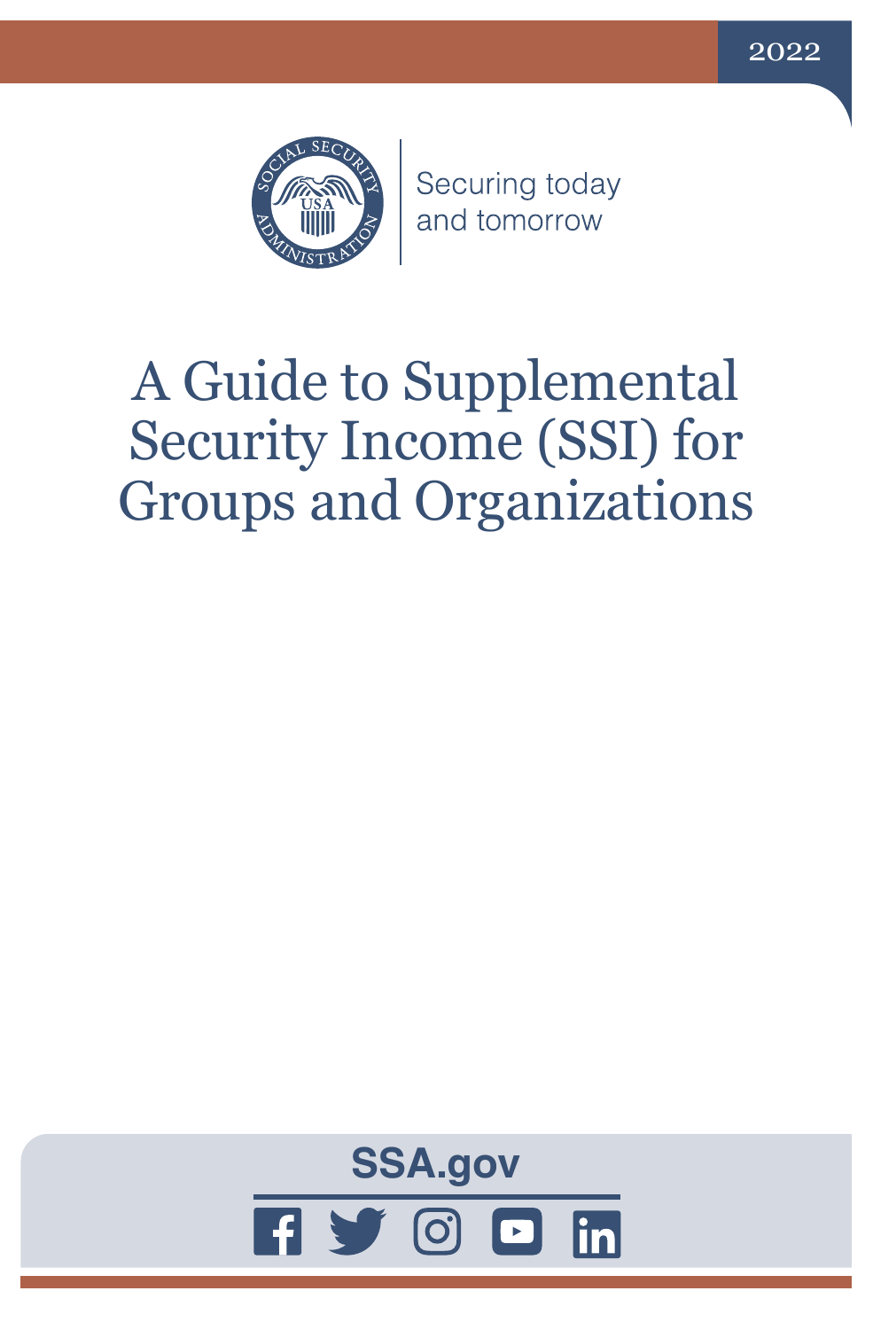2022

Securing today and tomorrow

# A Guide to Supplemental Security Income (SSI) for Groups and Organizations

SSA.gov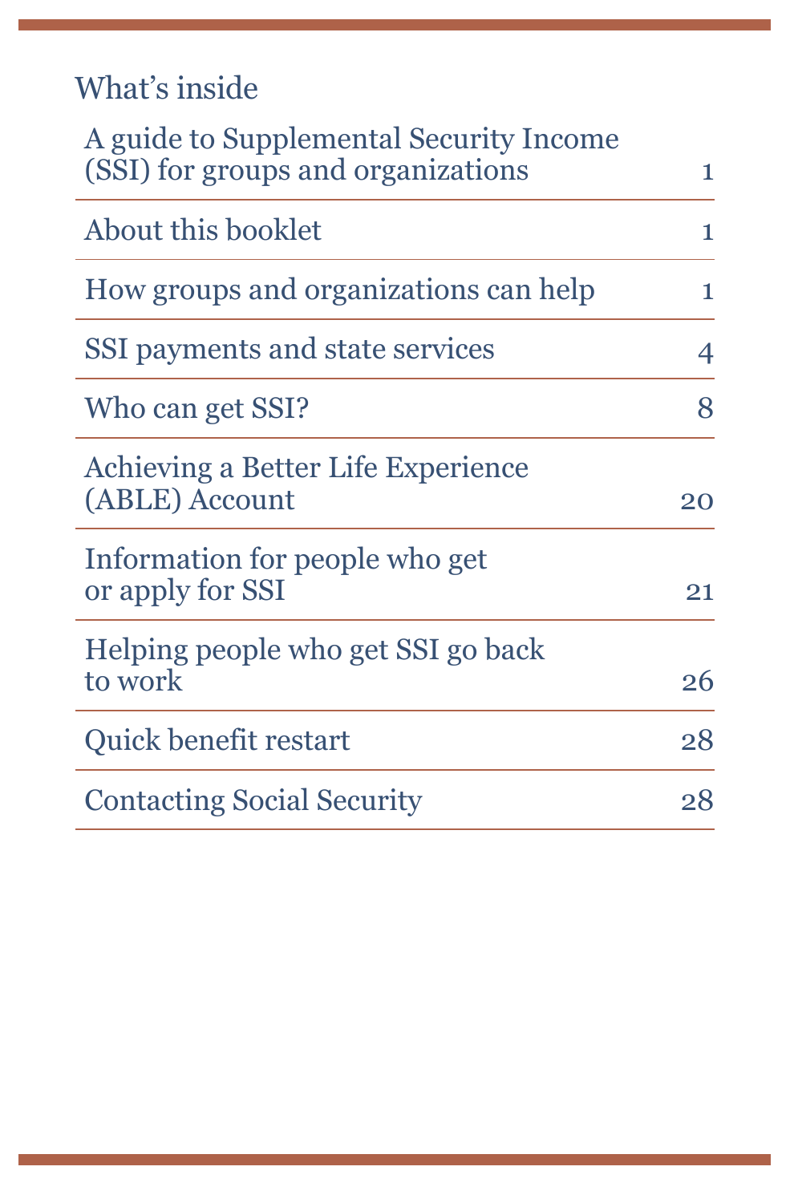## What's inside

| | |
|---|---|
| A guide to Supplemental Security Income (SSI) for groups and organizations | 1 |
| About this booklet | 1 |
| How groups and organizations can help | 1 |
| SSI payments and state services | 4 |
| Who can get SSI? | 8 |
| Achieving a Better Life Experience (ABLE) Account | 20 |
| Information for people who get or apply for SSI | 21 |
| Helping people who get SSI go back to work | 26 |
| Quick benefit restart | 28 |
| Contacting Social Security | 28 |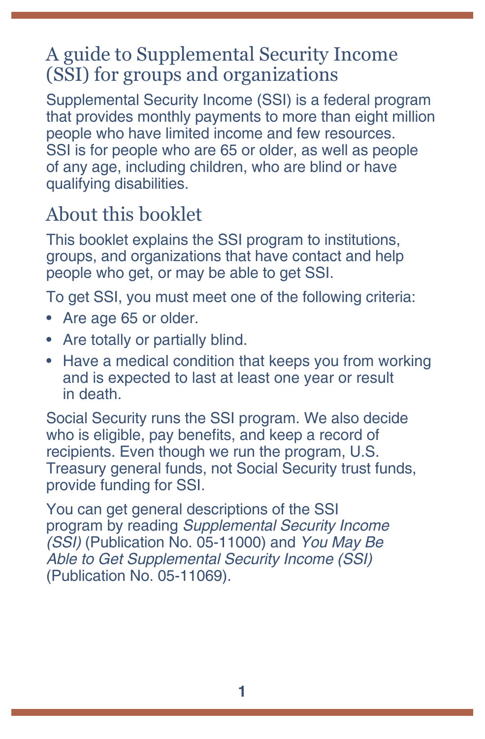# A guide to Supplemental Security Income (SSI) for groups and organizations

Supplemental Security Income (SSI) is a federal program that provides monthly payments to more than eight million people who have limited income and few resources. SSI is for people who are 65 or older, as well as people of any age, including children, who are blind or have qualifying disabilities.

## About this booklet

This booklet explains the SSI program to institutions, groups, and organizations that have contact and help people who get, or may be able to get SSI.

To get SSI, you must meet one of the following criteria:

- Are age 65 or older.
- Are totally or partially blind.
- Have a medical condition that keeps you from working and is expected to last at least one year or result in death.

Social Security runs the SSI program. We also decide who is eligible, pay benefits, and keep a record of recipients. Even though we run the program, U.S. Treasury general funds, not Social Security trust funds, provide funding for SSI.

You can get general descriptions of the SSI program by reading *Supplemental Security Income (SSI)* (Publication No. 05-11000) and *You May Be Able to Get Supplemental Security Income (SSI)* (Publication No. 05-11069).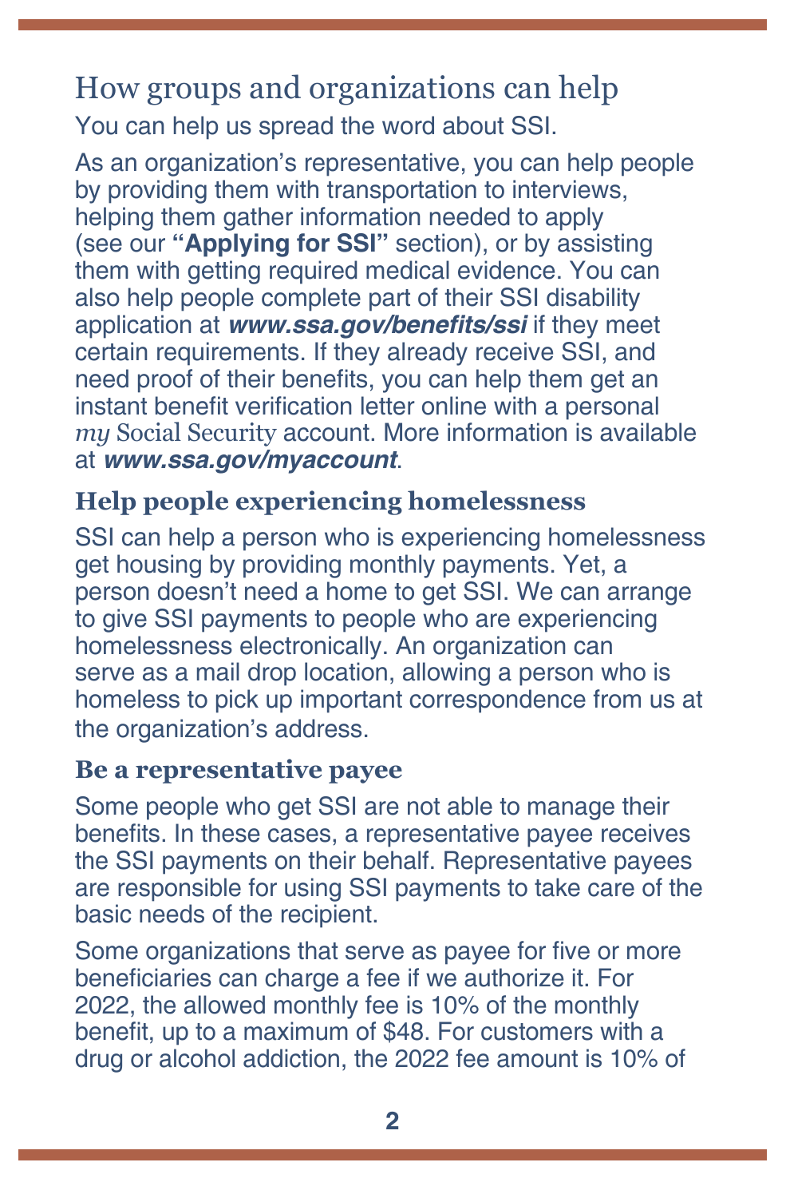## How groups and organizations can help

You can help us spread the word about SSI.

As an organization's representative, you can help people by providing them with transportation to interviews, helping them gather information needed to apply (see our **"Applying for SSI"** section), or by assisting them with getting required medical evidence. You can also help people complete part of their SSI disability application at ***www.ssa.gov/benefits/ssi*** if they meet certain requirements. If they already receive SSI, and need proof of their benefits, you can help them get an instant benefit verification letter online with a personal *my* Social Security account. More information is available at ***www.ssa.gov/myaccount***.

### Help people experiencing homelessness

SSI can help a person who is experiencing homelessness get housing by providing monthly payments. Yet, a person doesn't need a home to get SSI. We can arrange to give SSI payments to people who are experiencing homelessness electronically. An organization can serve as a mail drop location, allowing a person who is homeless to pick up important correspondence from us at the organization's address.

### Be a representative payee

Some people who get SSI are not able to manage their benefits. In these cases, a representative payee receives the SSI payments on their behalf. Representative payees are responsible for using SSI payments to take care of the basic needs of the recipient.

Some organizations that serve as payee for five or more beneficiaries can charge a fee if we authorize it. For 2022, the allowed monthly fee is 10% of the monthly benefit, up to a maximum of $48. For customers with a drug or alcohol addiction, the 2022 fee amount is 10% of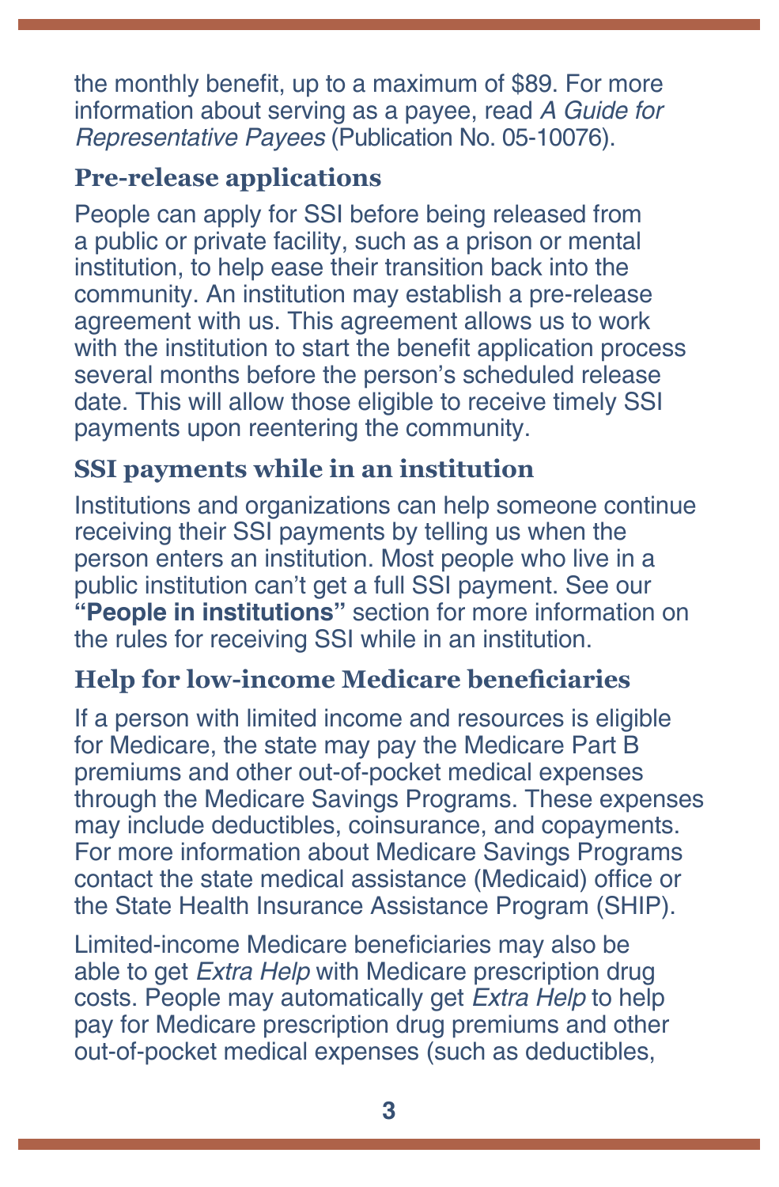the monthly benefit, up to a maximum of $89. For more information about serving as a payee, read *A Guide for Representative Payees* (Publication No. 05-10076).

## Pre-release applications

People can apply for SSI before being released from a public or private facility, such as a prison or mental institution, to help ease their transition back into the community. An institution may establish a pre-release agreement with us. This agreement allows us to work with the institution to start the benefit application process several months before the person's scheduled release date. This will allow those eligible to receive timely SSI payments upon reentering the community.

## SSI payments while in an institution

Institutions and organizations can help someone continue receiving their SSI payments by telling us when the person enters an institution. Most people who live in a public institution can't get a full SSI payment. See our **"People in institutions"** section for more information on the rules for receiving SSI while in an institution.

## Help for low-income Medicare beneficiaries

If a person with limited income and resources is eligible for Medicare, the state may pay the Medicare Part B premiums and other out-of-pocket medical expenses through the Medicare Savings Programs. These expenses may include deductibles, coinsurance, and copayments. For more information about Medicare Savings Programs contact the state medical assistance (Medicaid) office or the State Health Insurance Assistance Program (SHIP).

Limited-income Medicare beneficiaries may also be able to get *Extra Help* with Medicare prescription drug costs. People may automatically get *Extra Help* to help pay for Medicare prescription drug premiums and other out-of-pocket medical expenses (such as deductibles,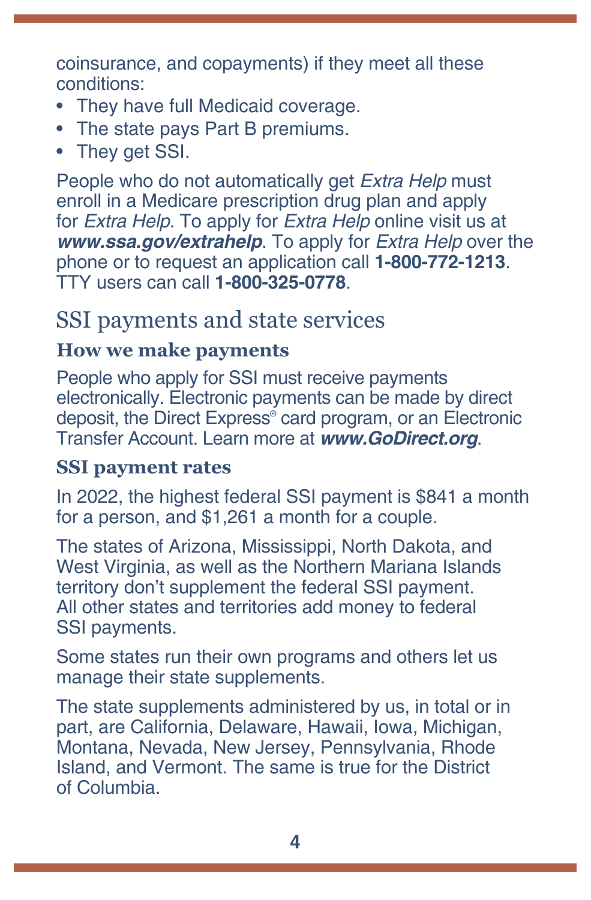coinsurance, and copayments) if they meet all these conditions:

- They have full Medicaid coverage.
- The state pays Part B premiums.
- They get SSI.

People who do not automatically get *Extra Help* must enroll in a Medicare prescription drug plan and apply for *Extra Help*. To apply for *Extra Help* online visit us at ***www.ssa.gov/extrahelp***. To apply for *Extra Help* over the phone or to request an application call **1-800-772-1213**. TTY users can call **1-800-325-0778**.

## SSI payments and state services

### How we make payments

People who apply for SSI must receive payments electronically. Electronic payments can be made by direct deposit, the Direct Express® card program, or an Electronic Transfer Account. Learn more at ***www.GoDirect.org***.

### SSI payment rates

In 2022, the highest federal SSI payment is $841 a month for a person, and $1,261 a month for a couple.

The states of Arizona, Mississippi, North Dakota, and West Virginia, as well as the Northern Mariana Islands territory don't supplement the federal SSI payment. All other states and territories add money to federal SSI payments.

Some states run their own programs and others let us manage their state supplements.

The state supplements administered by us, in total or in part, are California, Delaware, Hawaii, Iowa, Michigan, Montana, Nevada, New Jersey, Pennsylvania, Rhode Island, and Vermont. The same is true for the District of Columbia.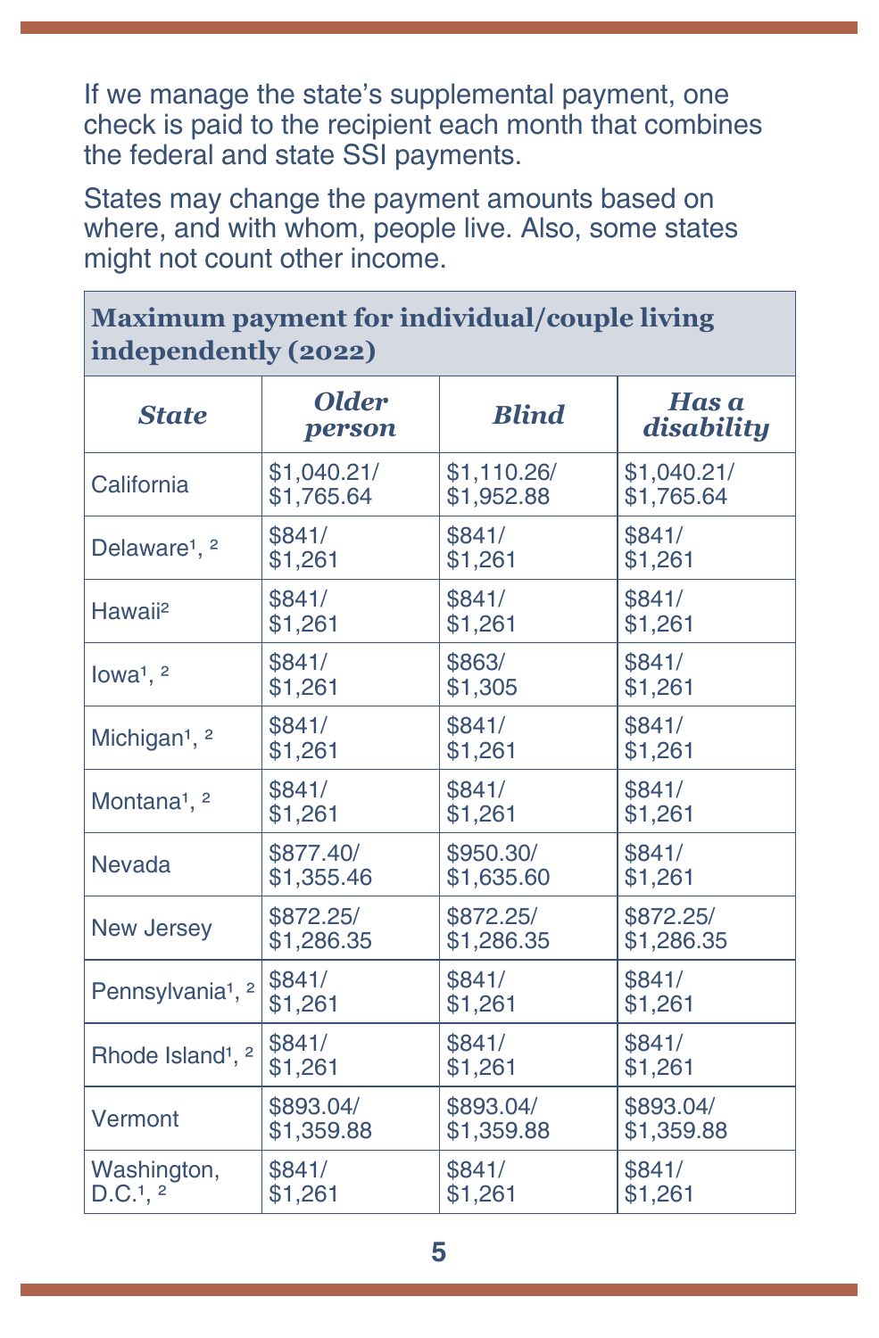If we manage the state's supplemental payment, one check is paid to the recipient each month that combines the federal and state SSI payments.

States may change the payment amounts based on where, and with whom, people live. Also, some states might not count other income.

| **Maximum payment for individual/couple living independently (2022)** | | | |
|---|---|---|---|
| ***State*** | ***Older person*** | ***Blind*** | ***Has a disability*** |
| California | $1,040.21/ $1,765.64 | $1,110.26/ $1,952.88 | $1,040.21/ $1,765.64 |
| Delaware[1, 2] | $841/ $1,261 | $841/ $1,261 | $841/ $1,261 |
| Hawaii[2] | $841/ $1,261 | $841/ $1,261 | $841/ $1,261 |
| Iowa[1, 2] | $841/ $1,261 | $863/ $1,305 | $841/ $1,261 |
| Michigan[1, 2] | $841/ $1,261 | $841/ $1,261 | $841/ $1,261 |
| Montana[1, 2] | $841/ $1,261 | $841/ $1,261 | $841/ $1,261 |
| Nevada | $877.40/ $1,355.46 | $950.30/ $1,635.60 | $841/ $1,261 |
| New Jersey | $872.25/ $1,286.35 | $872.25/ $1,286.35 | $872.25/ $1,286.35 |
| Pennsylvania[1, 2] | $841/ $1,261 | $841/ $1,261 | $841/ $1,261 |
| Rhode Island[1, 2] | $841/ $1,261 | $841/ $1,261 | $841/ $1,261 |
| Vermont | $893.04/ $1,359.88 | $893.04/ $1,359.88 | $893.04/ $1,359.88 |
| Washington, D.C.[1, 2] | $841/ $1,261 | $841/ $1,261 | $841/ $1,261 |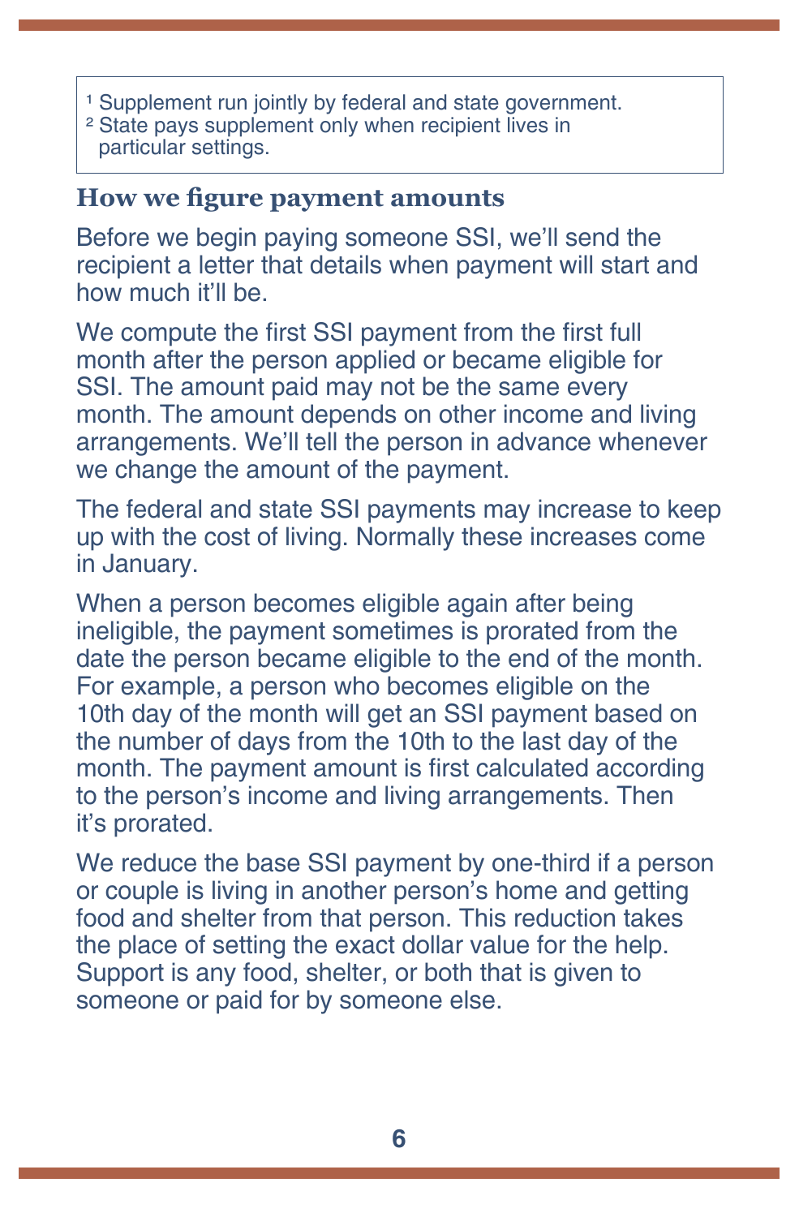[1] Supplement run jointly by federal and state government.
[2] State pays supplement only when recipient lives in particular settings.

### How we figure payment amounts

Before we begin paying someone SSI, we'll send the recipient a letter that details when payment will start and how much it'll be.

We compute the first SSI payment from the first full month after the person applied or became eligible for SSI. The amount paid may not be the same every month. The amount depends on other income and living arrangements. We'll tell the person in advance whenever we change the amount of the payment.

The federal and state SSI payments may increase to keep up with the cost of living. Normally these increases come in January.

When a person becomes eligible again after being ineligible, the payment sometimes is prorated from the date the person became eligible to the end of the month. For example, a person who becomes eligible on the 10th day of the month will get an SSI payment based on the number of days from the 10th to the last day of the month. The payment amount is first calculated according to the person's income and living arrangements. Then it's prorated.

We reduce the base SSI payment by one-third if a person or couple is living in another person's home and getting food and shelter from that person. This reduction takes the place of setting the exact dollar value for the help. Support is any food, shelter, or both that is given to someone or paid for by someone else.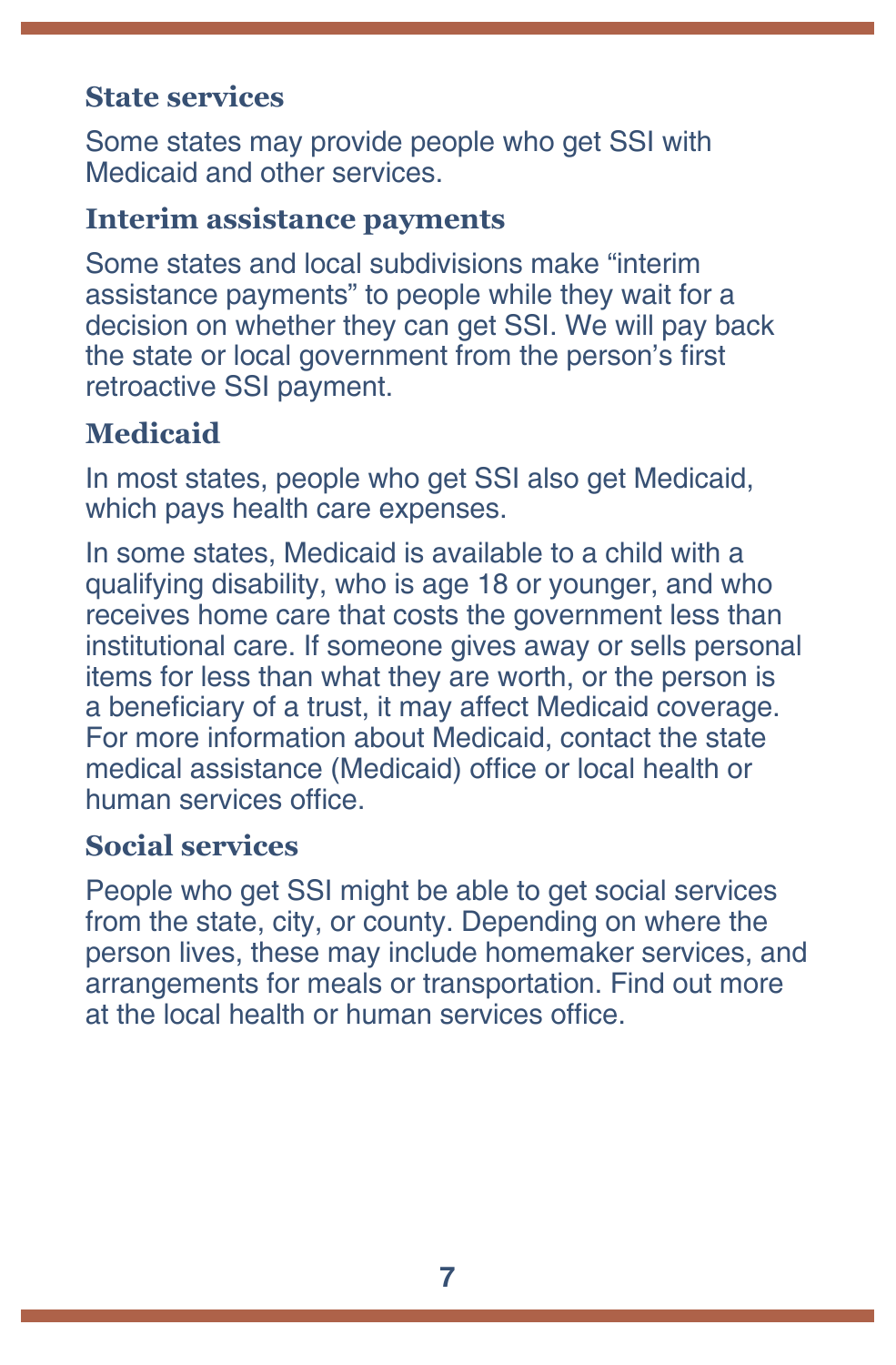### State services

Some states may provide people who get SSI with Medicaid and other services.

### Interim assistance payments

Some states and local subdivisions make "interim assistance payments" to people while they wait for a decision on whether they can get SSI. We will pay back the state or local government from the person's first retroactive SSI payment.

### Medicaid

In most states, people who get SSI also get Medicaid, which pays health care expenses.

In some states, Medicaid is available to a child with a qualifying disability, who is age 18 or younger, and who receives home care that costs the government less than institutional care. If someone gives away or sells personal items for less than what they are worth, or the person is a beneficiary of a trust, it may affect Medicaid coverage. For more information about Medicaid, contact the state medical assistance (Medicaid) office or local health or human services office.

### Social services

People who get SSI might be able to get social services from the state, city, or county. Depending on where the person lives, these may include homemaker services, and arrangements for meals or transportation. Find out more at the local health or human services office.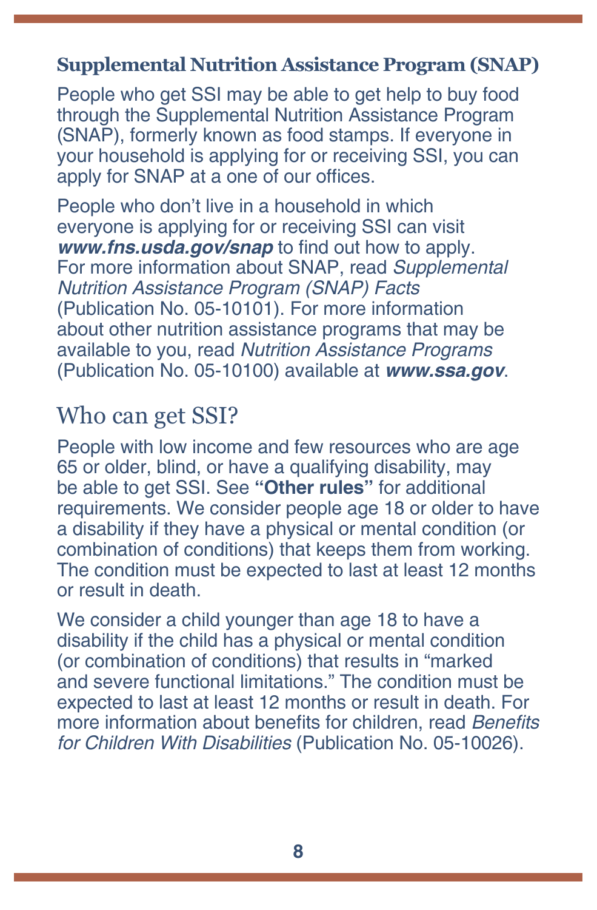### Supplemental Nutrition Assistance Program (SNAP)

People who get SSI may be able to get help to buy food through the Supplemental Nutrition Assistance Program (SNAP), formerly known as food stamps. If everyone in your household is applying for or receiving SSI, you can apply for SNAP at a one of our offices.

People who don't live in a household in which everyone is applying for or receiving SSI can visit ***www.fns.usda.gov/snap*** to find out how to apply. For more information about SNAP, read *Supplemental Nutrition Assistance Program (SNAP) Facts* (Publication No. 05-10101). For more information about other nutrition assistance programs that may be available to you, read *Nutrition Assistance Programs* (Publication No. 05-10100) available at ***www.ssa.gov***.

## Who can get SSI?

People with low income and few resources who are age 65 or older, blind, or have a qualifying disability, may be able to get SSI. See **"Other rules"** for additional requirements. We consider people age 18 or older to have a disability if they have a physical or mental condition (or combination of conditions) that keeps them from working. The condition must be expected to last at least 12 months or result in death.

We consider a child younger than age 18 to have a disability if the child has a physical or mental condition (or combination of conditions) that results in "marked and severe functional limitations." The condition must be expected to last at least 12 months or result in death. For more information about benefits for children, read *Benefits for Children With Disabilities* (Publication No. 05-10026).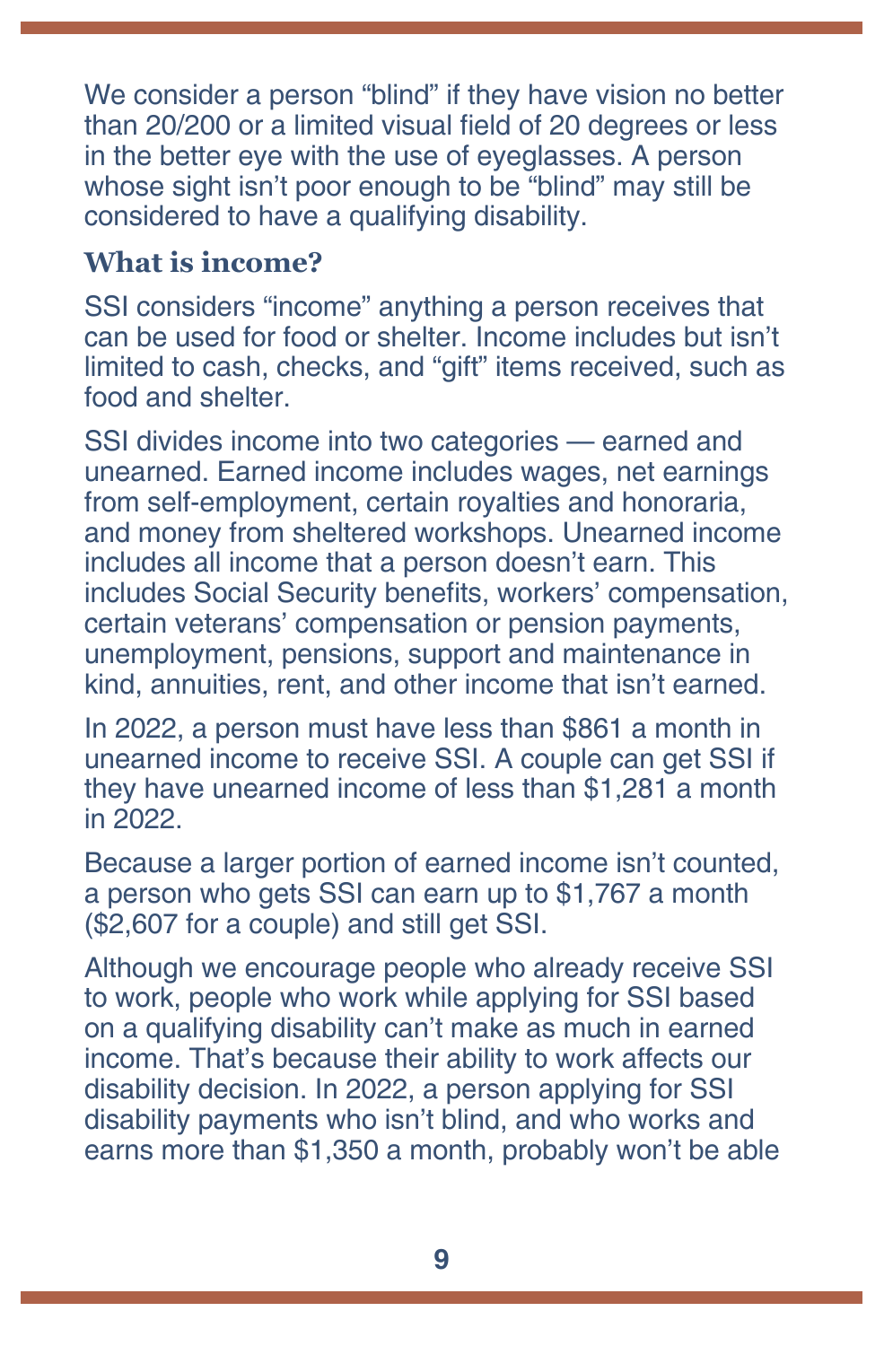We consider a person "blind" if they have vision no better than 20/200 or a limited visual field of 20 degrees or less in the better eye with the use of eyeglasses. A person whose sight isn't poor enough to be "blind" may still be considered to have a qualifying disability.

### What is income?

SSI considers "income" anything a person receives that can be used for food or shelter. Income includes but isn't limited to cash, checks, and "gift" items received, such as food and shelter.

SSI divides income into two categories — earned and unearned. Earned income includes wages, net earnings from self-employment, certain royalties and honoraria, and money from sheltered workshops. Unearned income includes all income that a person doesn't earn. This includes Social Security benefits, workers' compensation, certain veterans' compensation or pension payments, unemployment, pensions, support and maintenance in kind, annuities, rent, and other income that isn't earned.

In 2022, a person must have less than $861 a month in unearned income to receive SSI. A couple can get SSI if they have unearned income of less than $1,281 a month in 2022.

Because a larger portion of earned income isn't counted, a person who gets SSI can earn up to $1,767 a month ($2,607 for a couple) and still get SSI.

Although we encourage people who already receive SSI to work, people who work while applying for SSI based on a qualifying disability can't make as much in earned income. That's because their ability to work affects our disability decision. In 2022, a person applying for SSI disability payments who isn't blind, and who works and earns more than $1,350 a month, probably won't be able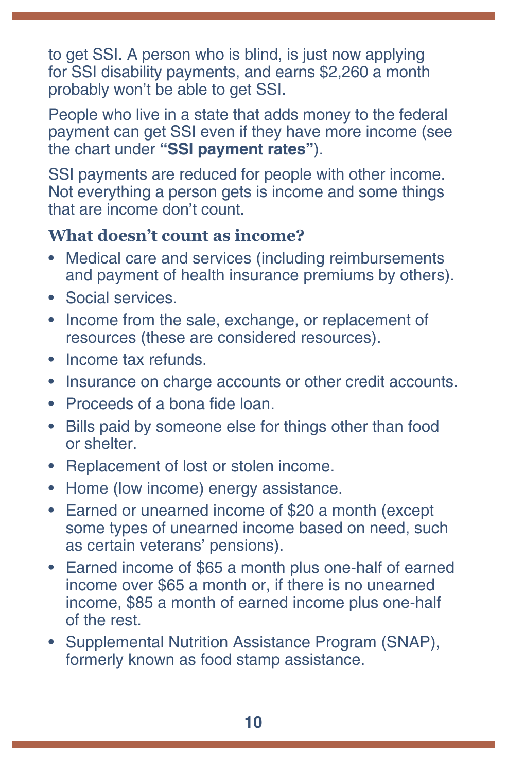to get SSI. A person who is blind, is just now applying for SSI disability payments, and earns $2,260 a month probably won't be able to get SSI.

People who live in a state that adds money to the federal payment can get SSI even if they have more income (see the chart under **"SSI payment rates"**).

SSI payments are reduced for people with other income. Not everything a person gets is income and some things that are income don't count.

### What doesn't count as income?

- Medical care and services (including reimbursements and payment of health insurance premiums by others).
- Social services.
- Income from the sale, exchange, or replacement of resources (these are considered resources).
- Income tax refunds.
- Insurance on charge accounts or other credit accounts.
- Proceeds of a bona fide loan.
- Bills paid by someone else for things other than food or shelter.
- Replacement of lost or stolen income.
- Home (low income) energy assistance.
- Earned or unearned income of $20 a month (except some types of unearned income based on need, such as certain veterans' pensions).
- Earned income of $65 a month plus one-half of earned income over $65 a month or, if there is no unearned income, $85 a month of earned income plus one-half of the rest.
- Supplemental Nutrition Assistance Program (SNAP), formerly known as food stamp assistance.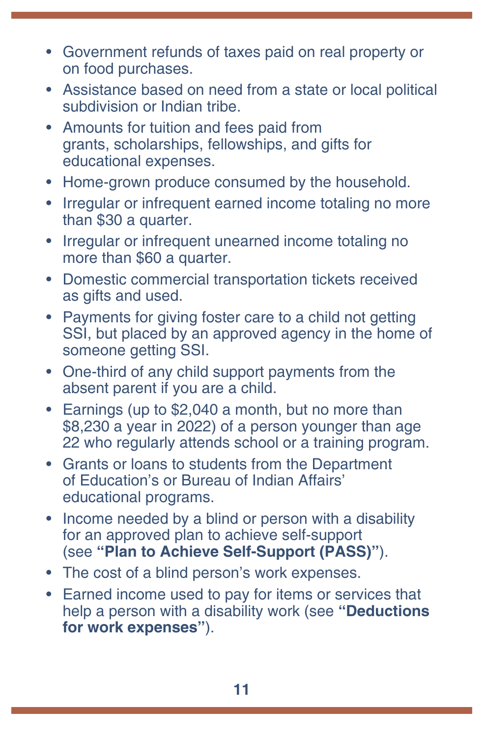- Government refunds of taxes paid on real property or on food purchases.
- Assistance based on need from a state or local political subdivision or Indian tribe.
- Amounts for tuition and fees paid from grants, scholarships, fellowships, and gifts for educational expenses.
- Home-grown produce consumed by the household.
- Irregular or infrequent earned income totaling no more than $30 a quarter.
- Irregular or infrequent unearned income totaling no more than $60 a quarter.
- Domestic commercial transportation tickets received as gifts and used.
- Payments for giving foster care to a child not getting SSI, but placed by an approved agency in the home of someone getting SSI.
- One-third of any child support payments from the absent parent if you are a child.
- Earnings (up to $2,040 a month, but no more than $8,230 a year in 2022) of a person younger than age 22 who regularly attends school or a training program.
- Grants or loans to students from the Department of Education's or Bureau of Indian Affairs' educational programs.
- Income needed by a blind or person with a disability for an approved plan to achieve self-support (see **"Plan to Achieve Self-Support (PASS)"**).
- The cost of a blind person's work expenses.
- Earned income used to pay for items or services that help a person with a disability work (see **"Deductions for work expenses"**).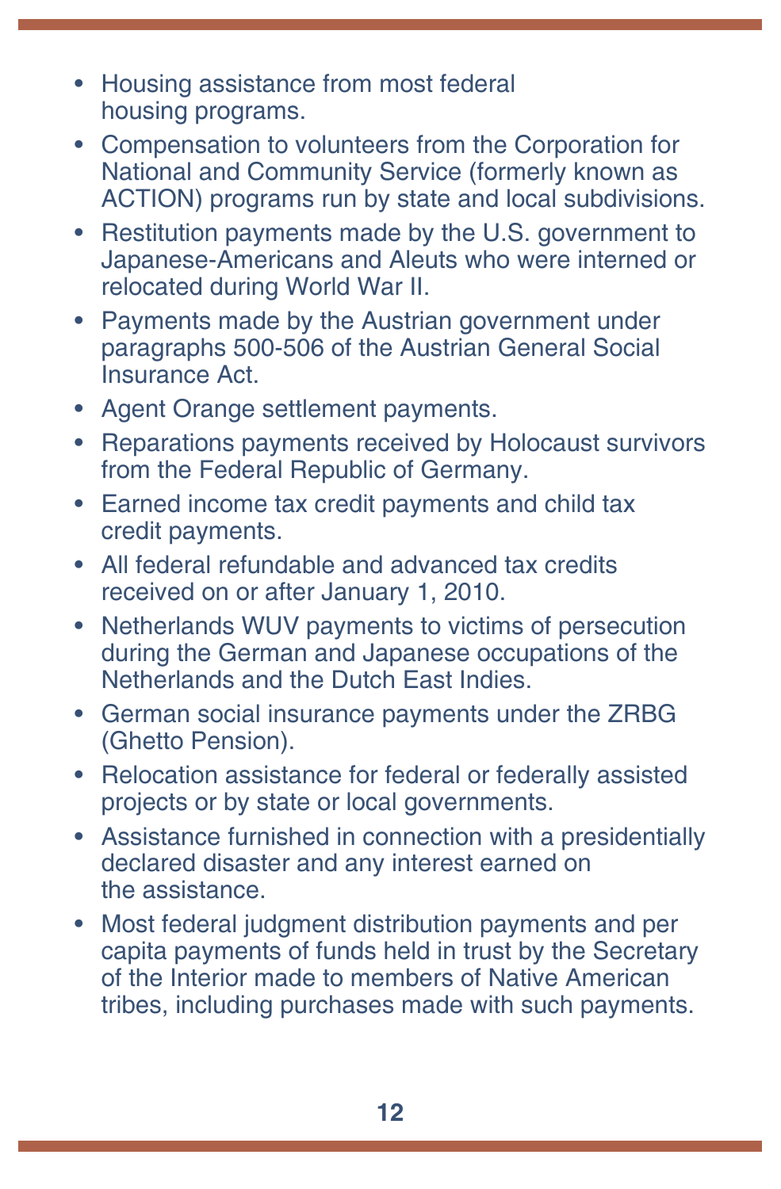- Housing assistance from most federal housing programs.
- Compensation to volunteers from the Corporation for National and Community Service (formerly known as ACTION) programs run by state and local subdivisions.
- Restitution payments made by the U.S. government to Japanese-Americans and Aleuts who were interned or relocated during World War II.
- Payments made by the Austrian government under paragraphs 500-506 of the Austrian General Social Insurance Act.
- Agent Orange settlement payments.
- Reparations payments received by Holocaust survivors from the Federal Republic of Germany.
- Earned income tax credit payments and child tax credit payments.
- All federal refundable and advanced tax credits received on or after January 1, 2010.
- Netherlands WUV payments to victims of persecution during the German and Japanese occupations of the Netherlands and the Dutch East Indies.
- German social insurance payments under the ZRBG (Ghetto Pension).
- Relocation assistance for federal or federally assisted projects or by state or local governments.
- Assistance furnished in connection with a presidentially declared disaster and any interest earned on the assistance.
- Most federal judgment distribution payments and per capita payments of funds held in trust by the Secretary of the Interior made to members of Native American tribes, including purchases made with such payments.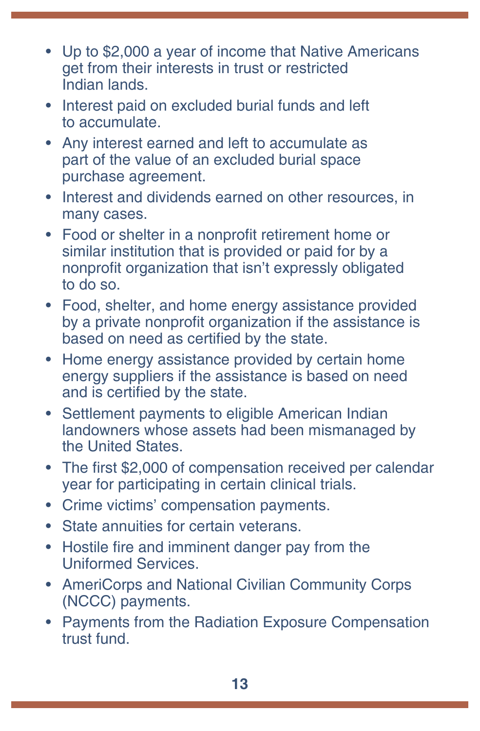- Up to $2,000 a year of income that Native Americans get from their interests in trust or restricted Indian lands.
- Interest paid on excluded burial funds and left to accumulate.
- Any interest earned and left to accumulate as part of the value of an excluded burial space purchase agreement.
- Interest and dividends earned on other resources, in many cases.
- Food or shelter in a nonprofit retirement home or similar institution that is provided or paid for by a nonprofit organization that isn't expressly obligated to do so.
- Food, shelter, and home energy assistance provided by a private nonprofit organization if the assistance is based on need as certified by the state.
- Home energy assistance provided by certain home energy suppliers if the assistance is based on need and is certified by the state.
- Settlement payments to eligible American Indian landowners whose assets had been mismanaged by the United States.
- The first $2,000 of compensation received per calendar year for participating in certain clinical trials.
- Crime victims' compensation payments.
- State annuities for certain veterans.
- Hostile fire and imminent danger pay from the Uniformed Services.
- AmeriCorps and National Civilian Community Corps (NCCC) payments.
- Payments from the Radiation Exposure Compensation trust fund.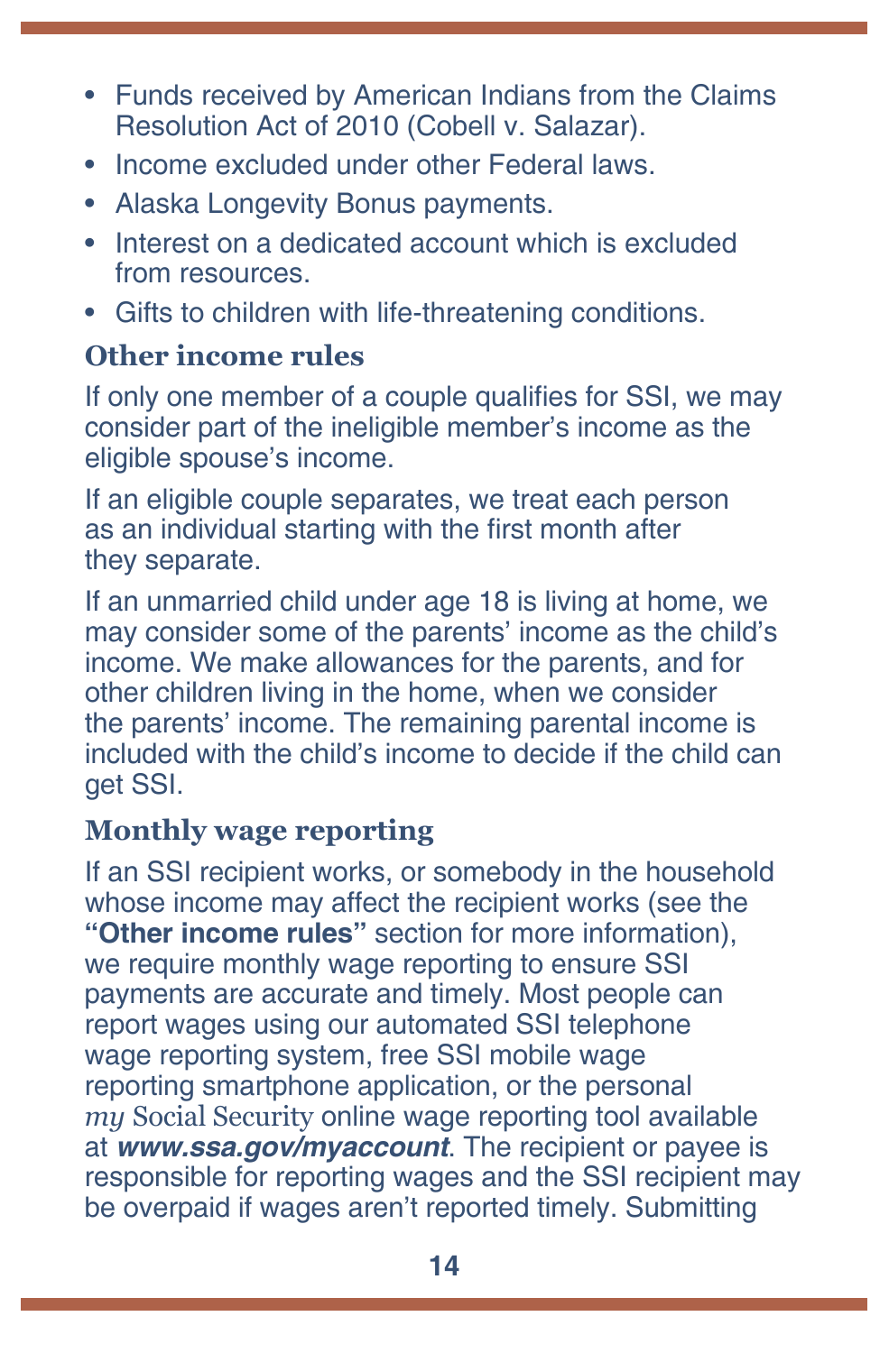- Funds received by American Indians from the Claims Resolution Act of 2010 (Cobell v. Salazar).
- Income excluded under other Federal laws.
- Alaska Longevity Bonus payments.
- Interest on a dedicated account which is excluded from resources.
- Gifts to children with life-threatening conditions.

### Other income rules

If only one member of a couple qualifies for SSI, we may consider part of the ineligible member's income as the eligible spouse's income.

If an eligible couple separates, we treat each person as an individual starting with the first month after they separate.

If an unmarried child under age 18 is living at home, we may consider some of the parents' income as the child's income. We make allowances for the parents, and for other children living in the home, when we consider the parents' income. The remaining parental income is included with the child's income to decide if the child can get SSI.

### Monthly wage reporting

If an SSI recipient works, or somebody in the household whose income may affect the recipient works (see the **"Other income rules"** section for more information), we require monthly wage reporting to ensure SSI payments are accurate and timely. Most people can report wages using our automated SSI telephone wage reporting system, free SSI mobile wage reporting smartphone application, or the personal *my* Social Security online wage reporting tool available at ***www.ssa.gov/myaccount***. The recipient or payee is responsible for reporting wages and the SSI recipient may be overpaid if wages aren't reported timely. Submitting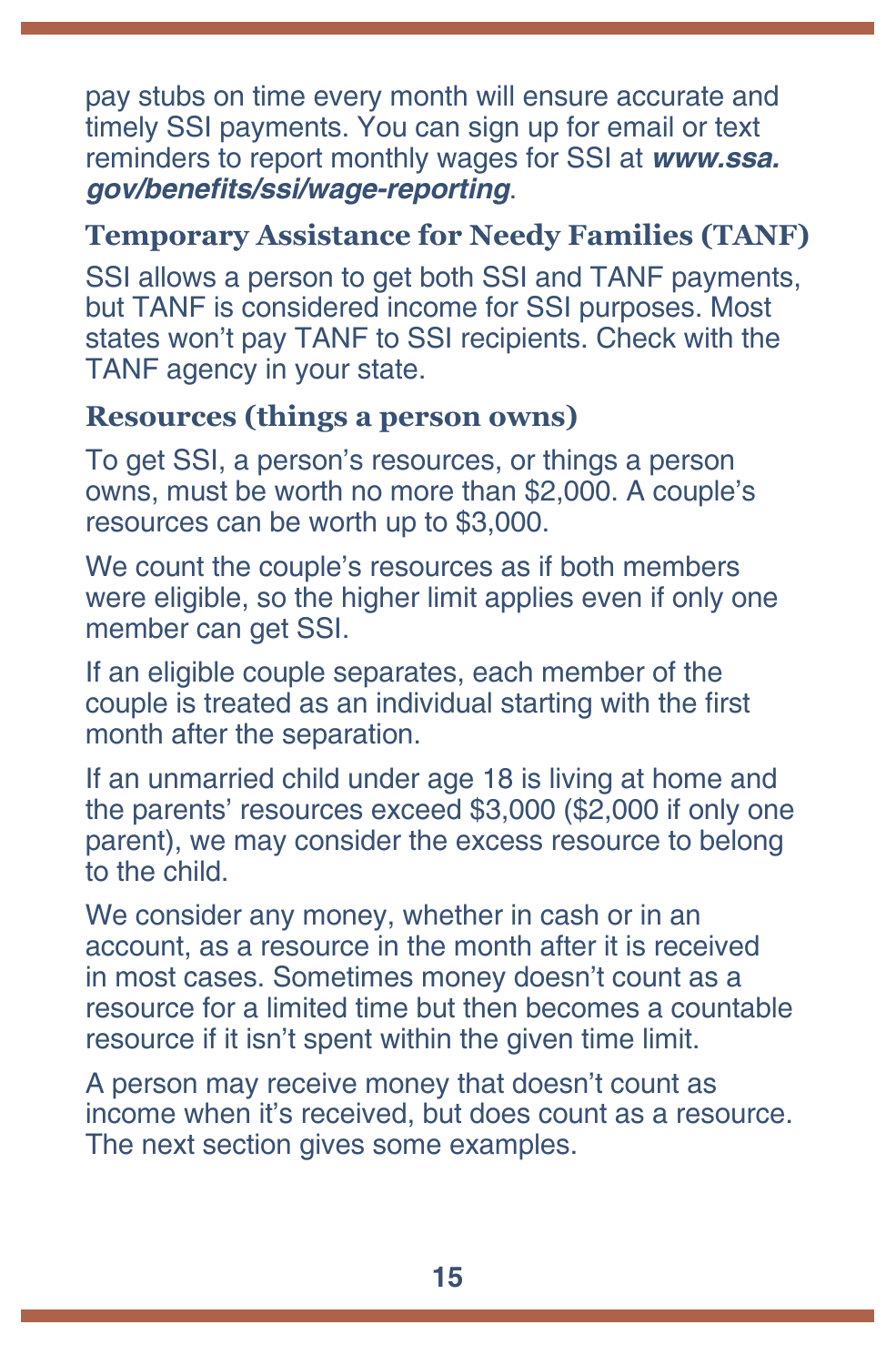pay stubs on time every month will ensure accurate and timely SSI payments. You can sign up for email or text reminders to report monthly wages for SSI at ***www.ssa.gov/benefits/ssi/wage-reporting***.

### Temporary Assistance for Needy Families (TANF)

SSI allows a person to get both SSI and TANF payments, but TANF is considered income for SSI purposes. Most states won't pay TANF to SSI recipients. Check with the TANF agency in your state.

### Resources (things a person owns)

To get SSI, a person's resources, or things a person owns, must be worth no more than $2,000. A couple's resources can be worth up to $3,000.

We count the couple's resources as if both members were eligible, so the higher limit applies even if only one member can get SSI.

If an eligible couple separates, each member of the couple is treated as an individual starting with the first month after the separation.

If an unmarried child under age 18 is living at home and the parents' resources exceed $3,000 ($2,000 if only one parent), we may consider the excess resource to belong to the child.

We consider any money, whether in cash or in an account, as a resource in the month after it is received in most cases. Sometimes money doesn't count as a resource for a limited time but then becomes a countable resource if it isn't spent within the given time limit.

A person may receive money that doesn't count as income when it's received, but does count as a resource. The next section gives some examples.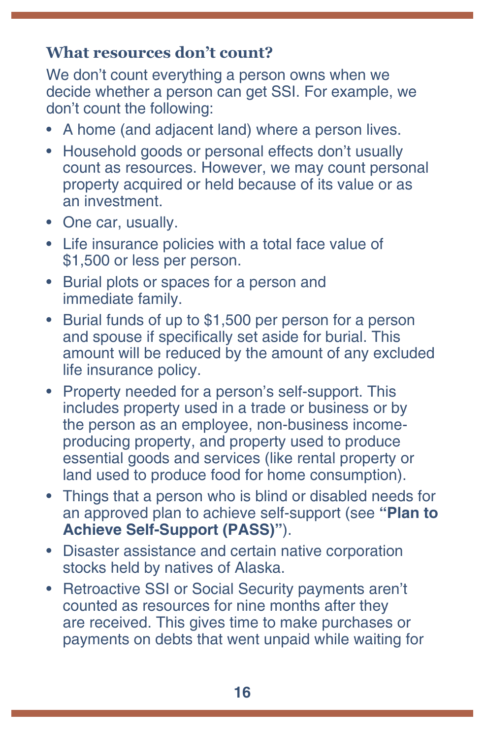### What resources don't count?

We don't count everything a person owns when we decide whether a person can get SSI. For example, we don't count the following:

- A home (and adjacent land) where a person lives.
- Household goods or personal effects don't usually count as resources. However, we may count personal property acquired or held because of its value or as an investment.
- One car, usually.
- Life insurance policies with a total face value of $1,500 or less per person.
- Burial plots or spaces for a person and immediate family.
- Burial funds of up to $1,500 per person for a person and spouse if specifically set aside for burial. This amount will be reduced by the amount of any excluded life insurance policy.
- Property needed for a person's self-support. This includes property used in a trade or business or by the person as an employee, non-business income-producing property, and property used to produce essential goods and services (like rental property or land used to produce food for home consumption).
- Things that a person who is blind or disabled needs for an approved plan to achieve self-support (see **"Plan to Achieve Self-Support (PASS)"**).
- Disaster assistance and certain native corporation stocks held by natives of Alaska.
- Retroactive SSI or Social Security payments aren't counted as resources for nine months after they are received. This gives time to make purchases or payments on debts that went unpaid while waiting for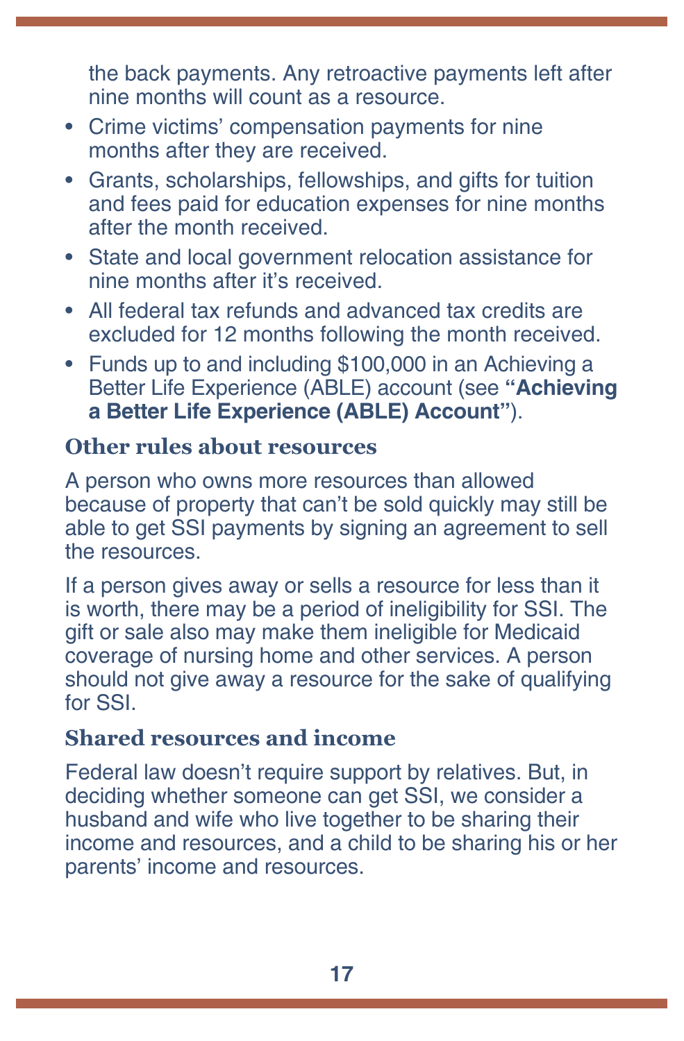the back payments. Any retroactive payments left after nine months will count as a resource.

- Crime victims' compensation payments for nine months after they are received.
- Grants, scholarships, fellowships, and gifts for tuition and fees paid for education expenses for nine months after the month received.
- State and local government relocation assistance for nine months after it's received.
- All federal tax refunds and advanced tax credits are excluded for 12 months following the month received.
- Funds up to and including $100,000 in an Achieving a Better Life Experience (ABLE) account (see **"Achieving a Better Life Experience (ABLE) Account"**).

### Other rules about resources

A person who owns more resources than allowed because of property that can't be sold quickly may still be able to get SSI payments by signing an agreement to sell the resources.

If a person gives away or sells a resource for less than it is worth, there may be a period of ineligibility for SSI. The gift or sale also may make them ineligible for Medicaid coverage of nursing home and other services. A person should not give away a resource for the sake of qualifying for SSI.

### Shared resources and income

Federal law doesn't require support by relatives. But, in deciding whether someone can get SSI, we consider a husband and wife who live together to be sharing their income and resources, and a child to be sharing his or her parents' income and resources.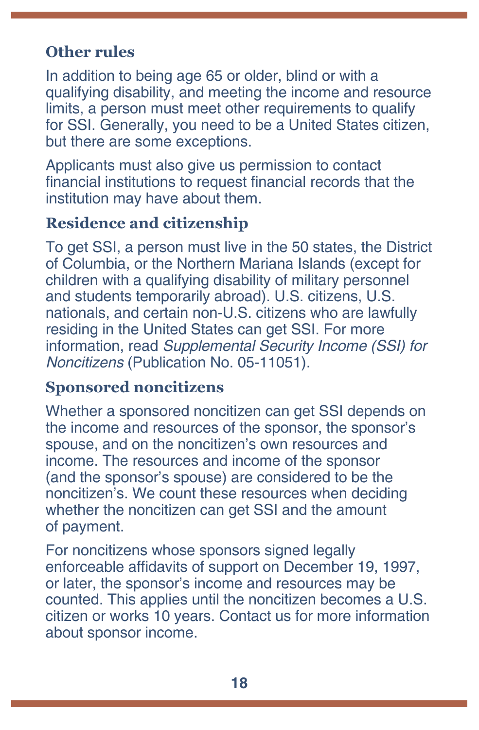### Other rules

In addition to being age 65 or older, blind or with a qualifying disability, and meeting the income and resource limits, a person must meet other requirements to qualify for SSI. Generally, you need to be a United States citizen, but there are some exceptions.

Applicants must also give us permission to contact financial institutions to request financial records that the institution may have about them.

### Residence and citizenship

To get SSI, a person must live in the 50 states, the District of Columbia, or the Northern Mariana Islands (except for children with a qualifying disability of military personnel and students temporarily abroad). U.S. citizens, U.S. nationals, and certain non-U.S. citizens who are lawfully residing in the United States can get SSI. For more information, read *Supplemental Security Income (SSI) for Noncitizens* (Publication No. 05-11051).

### Sponsored noncitizens

Whether a sponsored noncitizen can get SSI depends on the income and resources of the sponsor, the sponsor's spouse, and on the noncitizen's own resources and income. The resources and income of the sponsor (and the sponsor's spouse) are considered to be the noncitizen's. We count these resources when deciding whether the noncitizen can get SSI and the amount of payment.

For noncitizens whose sponsors signed legally enforceable affidavits of support on December 19, 1997, or later, the sponsor's income and resources may be counted. This applies until the noncitizen becomes a U.S. citizen or works 10 years. Contact us for more information about sponsor income.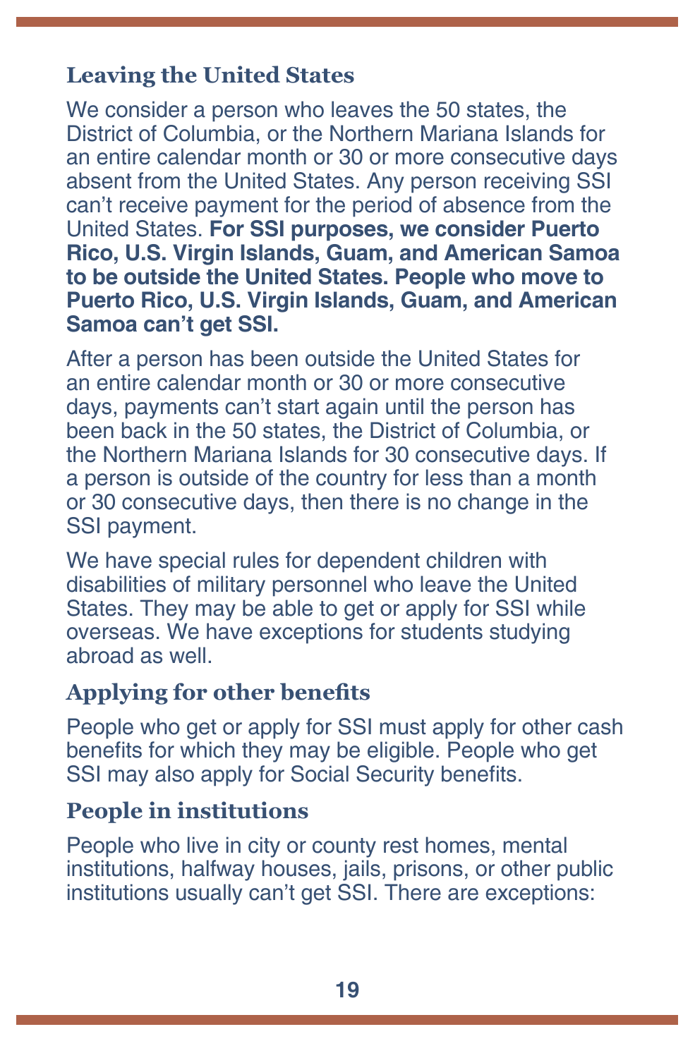### Leaving the United States

We consider a person who leaves the 50 states, the District of Columbia, or the Northern Mariana Islands for an entire calendar month or 30 or more consecutive days absent from the United States. Any person receiving SSI can't receive payment for the period of absence from the United States. **For SSI purposes, we consider Puerto Rico, U.S. Virgin Islands, Guam, and American Samoa to be outside the United States. People who move to Puerto Rico, U.S. Virgin Islands, Guam, and American Samoa can't get SSI.**

After a person has been outside the United States for an entire calendar month or 30 or more consecutive days, payments can't start again until the person has been back in the 50 states, the District of Columbia, or the Northern Mariana Islands for 30 consecutive days. If a person is outside of the country for less than a month or 30 consecutive days, then there is no change in the SSI payment.

We have special rules for dependent children with disabilities of military personnel who leave the United States. They may be able to get or apply for SSI while overseas. We have exceptions for students studying abroad as well.

### Applying for other benefits

People who get or apply for SSI must apply for other cash benefits for which they may be eligible. People who get SSI may also apply for Social Security benefits.

### People in institutions

People who live in city or county rest homes, mental institutions, halfway houses, jails, prisons, or other public institutions usually can't get SSI. There are exceptions: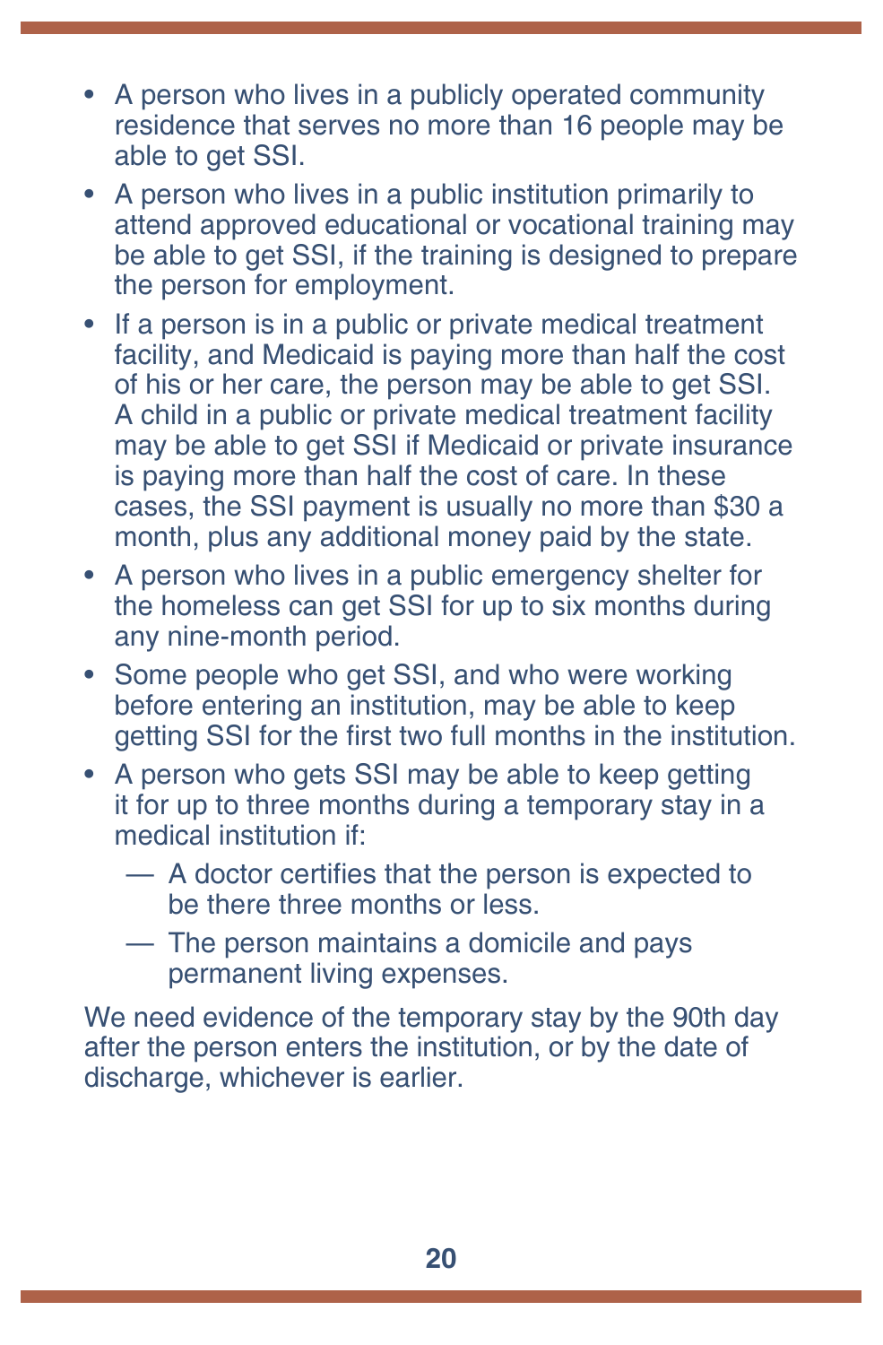- A person who lives in a publicly operated community residence that serves no more than 16 people may be able to get SSI.
- A person who lives in a public institution primarily to attend approved educational or vocational training may be able to get SSI, if the training is designed to prepare the person for employment.
- If a person is in a public or private medical treatment facility, and Medicaid is paying more than half the cost of his or her care, the person may be able to get SSI. A child in a public or private medical treatment facility may be able to get SSI if Medicaid or private insurance is paying more than half the cost of care. In these cases, the SSI payment is usually no more than $30 a month, plus any additional money paid by the state.
- A person who lives in a public emergency shelter for the homeless can get SSI for up to six months during any nine-month period.
- Some people who get SSI, and who were working before entering an institution, may be able to keep getting SSI for the first two full months in the institution.
- A person who gets SSI may be able to keep getting it for up to three months during a temporary stay in a medical institution if:
  - A doctor certifies that the person is expected to be there three months or less.
  - The person maintains a domicile and pays permanent living expenses.

We need evidence of the temporary stay by the 90th day after the person enters the institution, or by the date of discharge, whichever is earlier.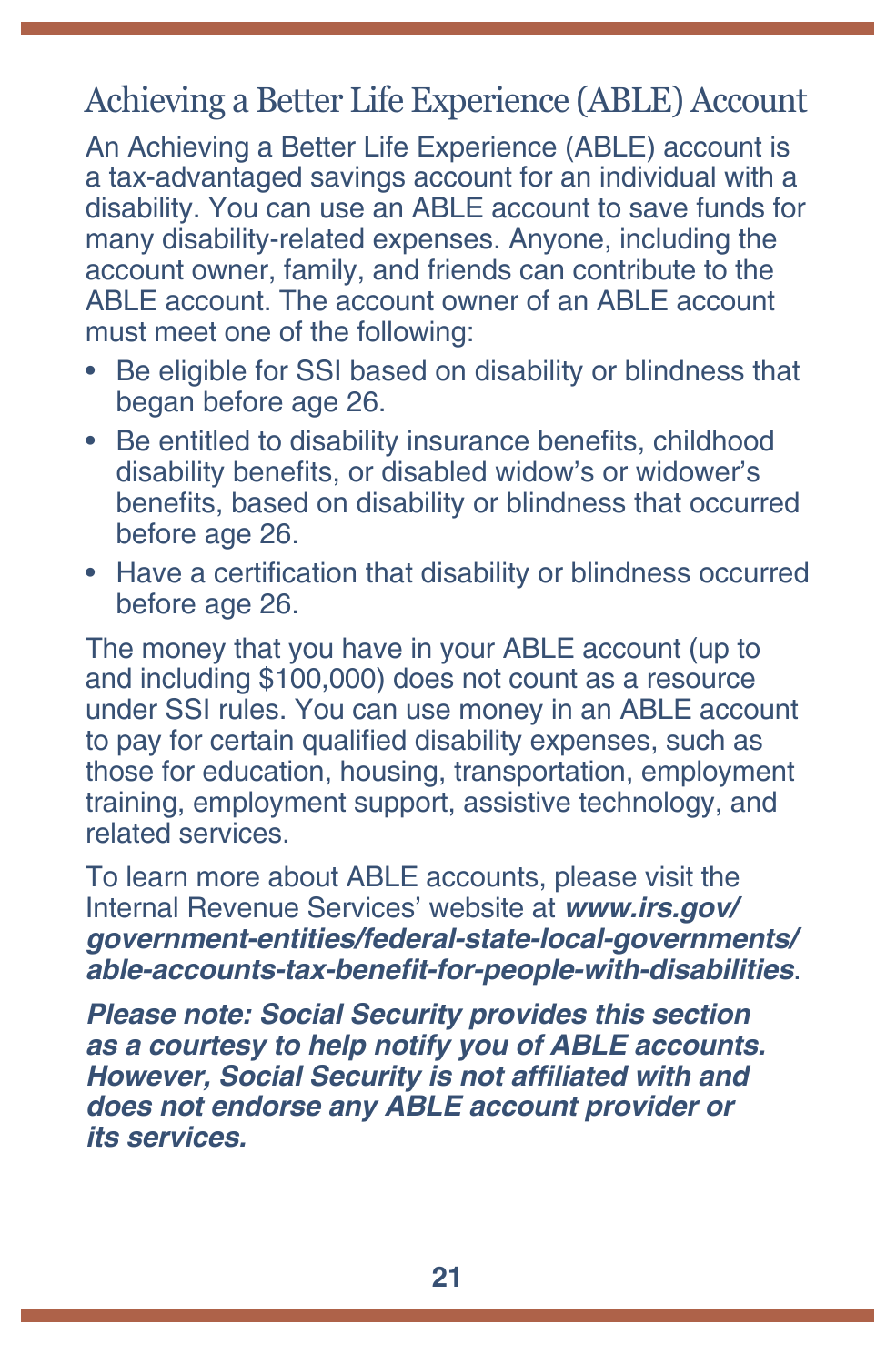## Achieving a Better Life Experience (ABLE) Account

An Achieving a Better Life Experience (ABLE) account is a tax-advantaged savings account for an individual with a disability. You can use an ABLE account to save funds for many disability-related expenses. Anyone, including the account owner, family, and friends can contribute to the ABLE account. The account owner of an ABLE account must meet one of the following:

- Be eligible for SSI based on disability or blindness that began before age 26.
- Be entitled to disability insurance benefits, childhood disability benefits, or disabled widow's or widower's benefits, based on disability or blindness that occurred before age 26.
- Have a certification that disability or blindness occurred before age 26.

The money that you have in your ABLE account (up to and including $100,000) does not count as a resource under SSI rules. You can use money in an ABLE account to pay for certain qualified disability expenses, such as those for education, housing, transportation, employment training, employment support, assistive technology, and related services.

To learn more about ABLE accounts, please visit the Internal Revenue Services' website at ***www.irs.gov/government-entities/federal-state-local-governments/able-accounts-tax-benefit-for-people-with-disabilities***.

***Please note: Social Security provides this section as a courtesy to help notify you of ABLE accounts. However, Social Security is not affiliated with and does not endorse any ABLE account provider or its services.***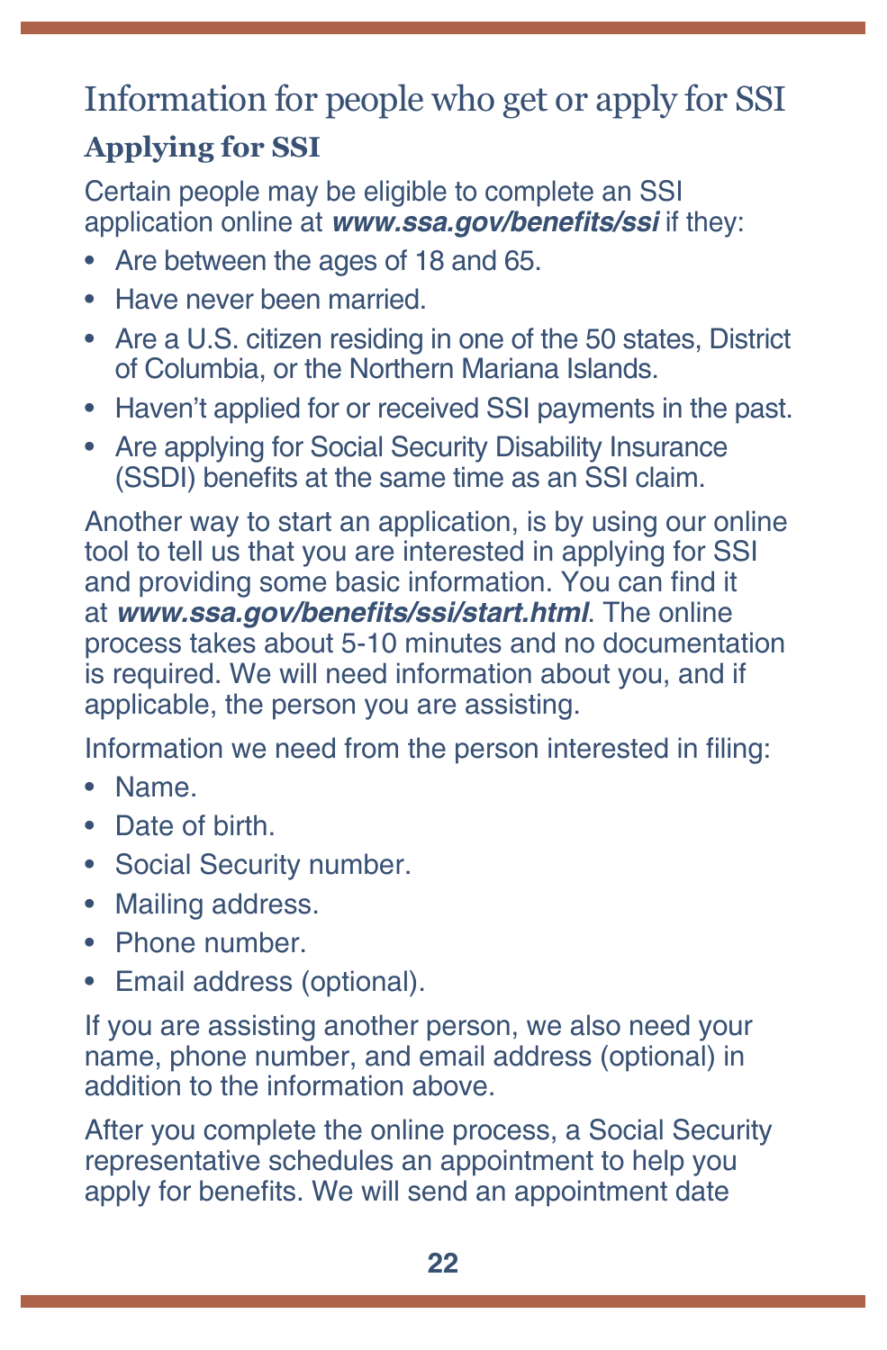# Information for people who get or apply for SSI

## Applying for SSI

Certain people may be eligible to complete an SSI application online at ***www.ssa.gov/benefits/ssi*** if they:

- Are between the ages of 18 and 65.
- Have never been married.
- Are a U.S. citizen residing in one of the 50 states, District of Columbia, or the Northern Mariana Islands.
- Haven't applied for or received SSI payments in the past.
- Are applying for Social Security Disability Insurance (SSDI) benefits at the same time as an SSI claim.

Another way to start an application, is by using our online tool to tell us that you are interested in applying for SSI and providing some basic information. You can find it at ***www.ssa.gov/benefits/ssi/start.html***. The online process takes about 5-10 minutes and no documentation is required. We will need information about you, and if applicable, the person you are assisting.

Information we need from the person interested in filing:

- Name.
- Date of birth.
- Social Security number.
- Mailing address.
- Phone number.
- Email address (optional).

If you are assisting another person, we also need your name, phone number, and email address (optional) in addition to the information above.

After you complete the online process, a Social Security representative schedules an appointment to help you apply for benefits. We will send an appointment date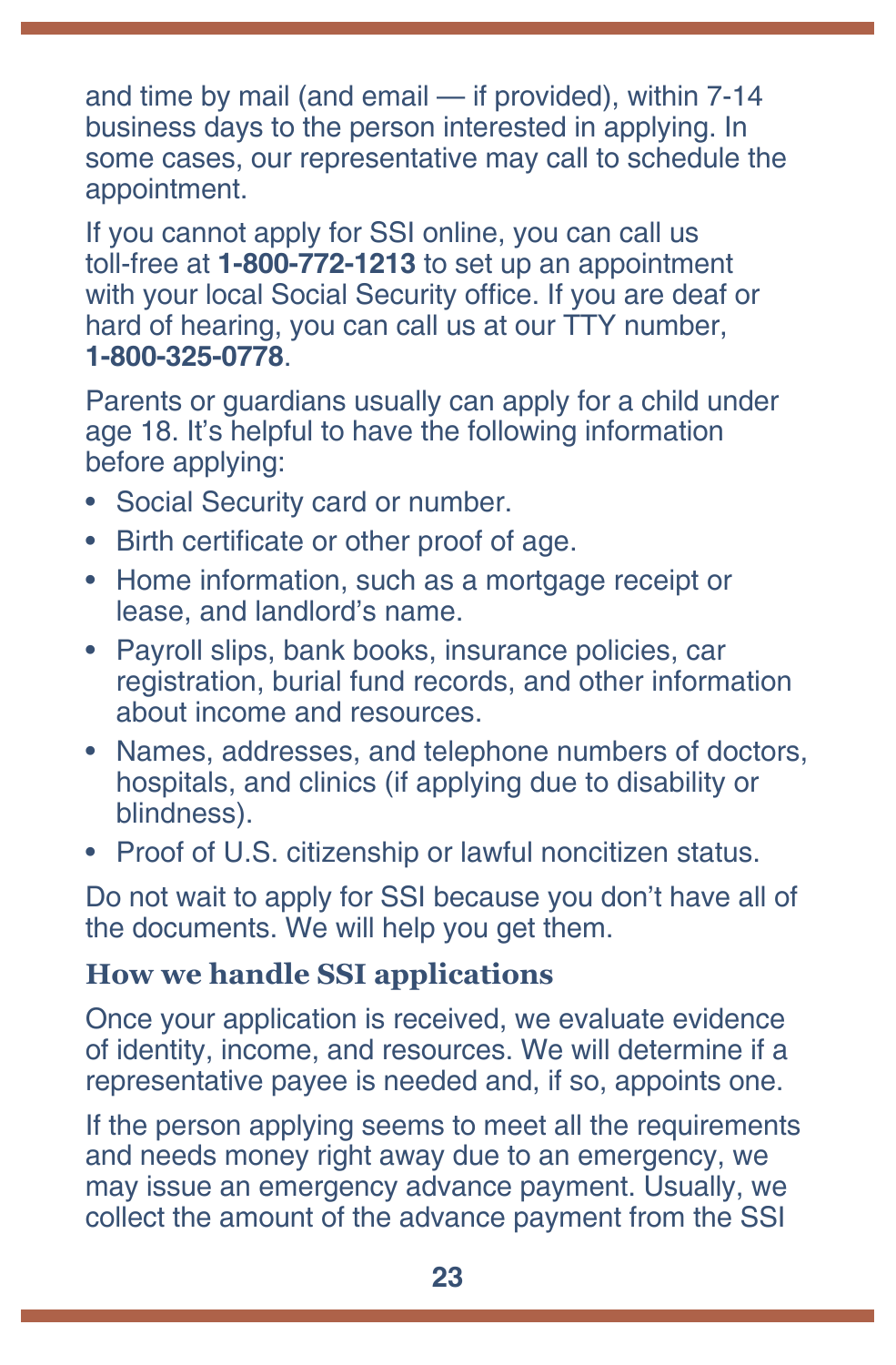and time by mail (and email — if provided), within 7-14 business days to the person interested in applying. In some cases, our representative may call to schedule the appointment.

If you cannot apply for SSI online, you can call us toll-free at **1-800-772-1213** to set up an appointment with your local Social Security office. If you are deaf or hard of hearing, you can call us at our TTY number, **1-800-325-0778**.

Parents or guardians usually can apply for a child under age 18. It's helpful to have the following information before applying:

- Social Security card or number.
- Birth certificate or other proof of age.
- Home information, such as a mortgage receipt or lease, and landlord's name.
- Payroll slips, bank books, insurance policies, car registration, burial fund records, and other information about income and resources.
- Names, addresses, and telephone numbers of doctors, hospitals, and clinics (if applying due to disability or blindness).
- Proof of U.S. citizenship or lawful noncitizen status.

Do not wait to apply for SSI because you don't have all of the documents. We will help you get them.

### How we handle SSI applications

Once your application is received, we evaluate evidence of identity, income, and resources. We will determine if a representative payee is needed and, if so, appoints one.

If the person applying seems to meet all the requirements and needs money right away due to an emergency, we may issue an emergency advance payment. Usually, we collect the amount of the advance payment from the SSI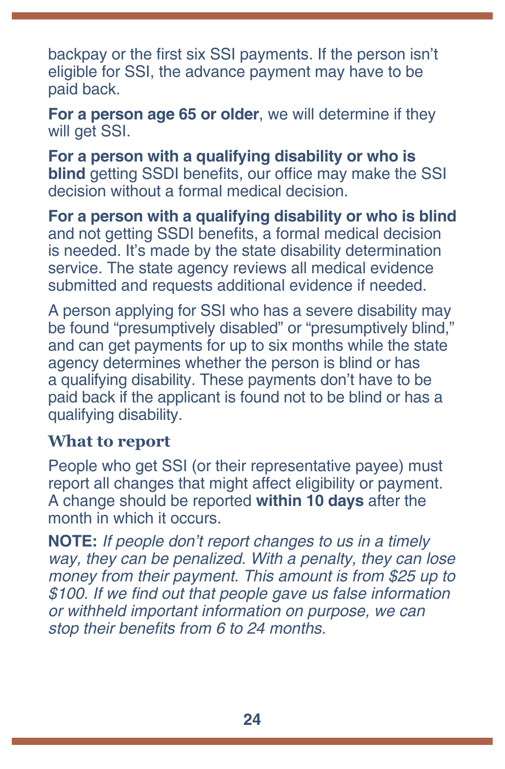backpay or the first six SSI payments. If the person isn't eligible for SSI, the advance payment may have to be paid back.

**For a person age 65 or older**, we will determine if they will get SSI.

**For a person with a qualifying disability or who is blind** getting SSDI benefits, our office may make the SSI decision without a formal medical decision.

**For a person with a qualifying disability or who is blind** and not getting SSDI benefits, a formal medical decision is needed. It's made by the state disability determination service. The state agency reviews all medical evidence submitted and requests additional evidence if needed.

A person applying for SSI who has a severe disability may be found "presumptively disabled" or "presumptively blind," and can get payments for up to six months while the state agency determines whether the person is blind or has a qualifying disability. These payments don't have to be paid back if the applicant is found not to be blind or has a qualifying disability.

### What to report

People who get SSI (or their representative payee) must report all changes that might affect eligibility or payment. A change should be reported **within 10 days** after the month in which it occurs.

**NOTE:** *If people don't report changes to us in a timely way, they can be penalized. With a penalty, they can lose money from their payment. This amount is from $25 up to $100. If we find out that people gave us false information or withheld important information on purpose, we can stop their benefits from 6 to 24 months.*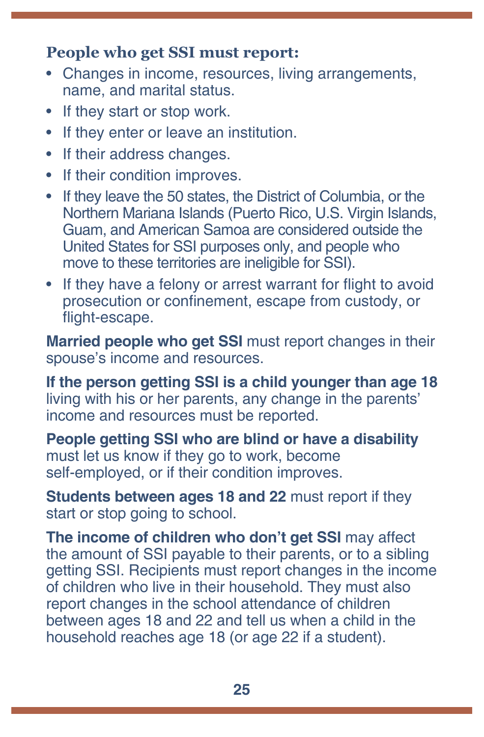### People who get SSI must report:

- Changes in income, resources, living arrangements, name, and marital status.
- If they start or stop work.
- If they enter or leave an institution.
- If their address changes.
- If their condition improves.
- If they leave the 50 states, the District of Columbia, or the Northern Mariana Islands (Puerto Rico, U.S. Virgin Islands, Guam, and American Samoa are considered outside the United States for SSI purposes only, and people who move to these territories are ineligible for SSI).
- If they have a felony or arrest warrant for flight to avoid prosecution or confinement, escape from custody, or flight-escape.

**Married people who get SSI** must report changes in their spouse's income and resources.

**If the person getting SSI is a child younger than age 18** living with his or her parents, any change in the parents' income and resources must be reported.

**People getting SSI who are blind or have a disability** must let us know if they go to work, become self-employed, or if their condition improves.

**Students between ages 18 and 22** must report if they start or stop going to school.

**The income of children who don't get SSI** may affect the amount of SSI payable to their parents, or to a sibling getting SSI. Recipients must report changes in the income of children who live in their household. They must also report changes in the school attendance of children between ages 18 and 22 and tell us when a child in the household reaches age 18 (or age 22 if a student).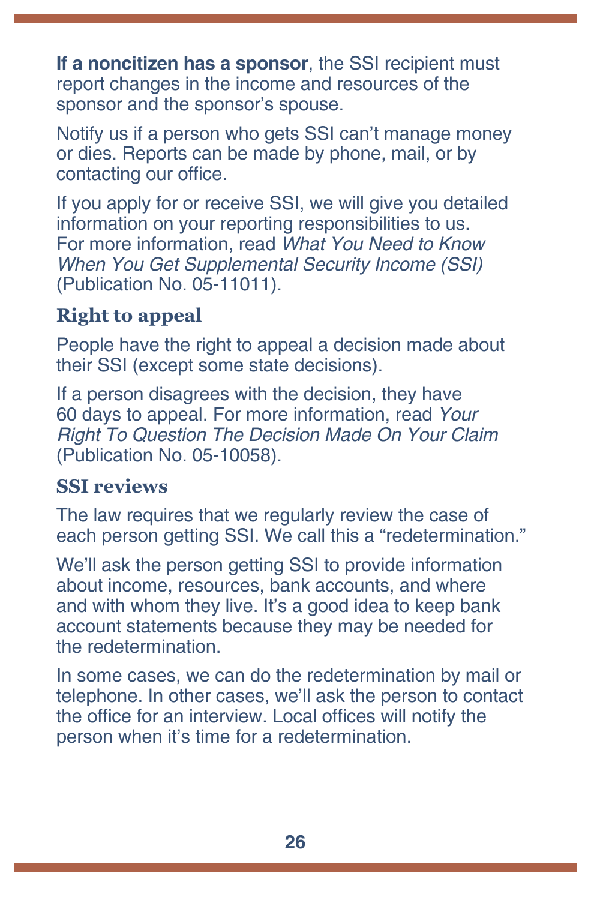**If a noncitizen has a sponsor**, the SSI recipient must report changes in the income and resources of the sponsor and the sponsor's spouse.

Notify us if a person who gets SSI can't manage money or dies. Reports can be made by phone, mail, or by contacting our office.

If you apply for or receive SSI, we will give you detailed information on your reporting responsibilities to us. For more information, read *What You Need to Know When You Get Supplemental Security Income (SSI)* (Publication No. 05-11011).

### Right to appeal

People have the right to appeal a decision made about their SSI (except some state decisions).

If a person disagrees with the decision, they have 60 days to appeal. For more information, read *Your Right To Question The Decision Made On Your Claim* (Publication No. 05-10058).

### SSI reviews

The law requires that we regularly review the case of each person getting SSI. We call this a "redetermination."

We'll ask the person getting SSI to provide information about income, resources, bank accounts, and where and with whom they live. It's a good idea to keep bank account statements because they may be needed for the redetermination.

In some cases, we can do the redetermination by mail or telephone. In other cases, we'll ask the person to contact the office for an interview. Local offices will notify the person when it's time for a redetermination.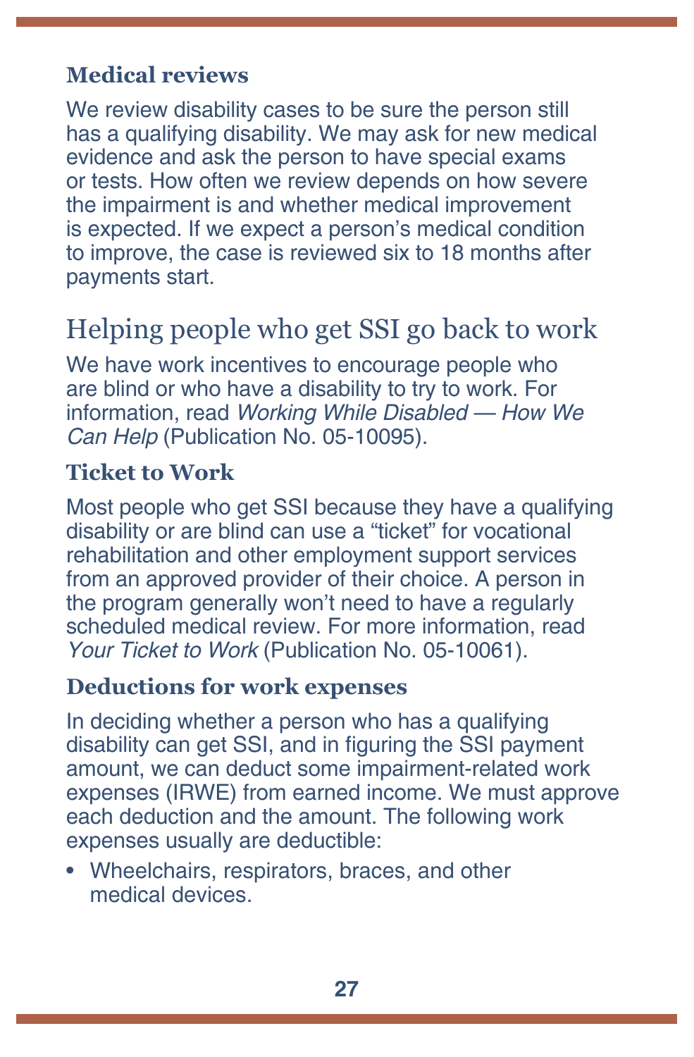### Medical reviews

We review disability cases to be sure the person still has a qualifying disability. We may ask for new medical evidence and ask the person to have special exams or tests. How often we review depends on how severe the impairment is and whether medical improvement is expected. If we expect a person's medical condition to improve, the case is reviewed six to 18 months after payments start.

## Helping people who get SSI go back to work

We have work incentives to encourage people who are blind or who have a disability to try to work. For information, read *Working While Disabled — How We Can Help* (Publication No. 05-10095).

### Ticket to Work

Most people who get SSI because they have a qualifying disability or are blind can use a "ticket" for vocational rehabilitation and other employment support services from an approved provider of their choice. A person in the program generally won't need to have a regularly scheduled medical review. For more information, read *Your Ticket to Work* (Publication No. 05-10061).

### Deductions for work expenses

In deciding whether a person who has a qualifying disability can get SSI, and in figuring the SSI payment amount, we can deduct some impairment-related work expenses (IRWE) from earned income. We must approve each deduction and the amount. The following work expenses usually are deductible:

- Wheelchairs, respirators, braces, and other medical devices.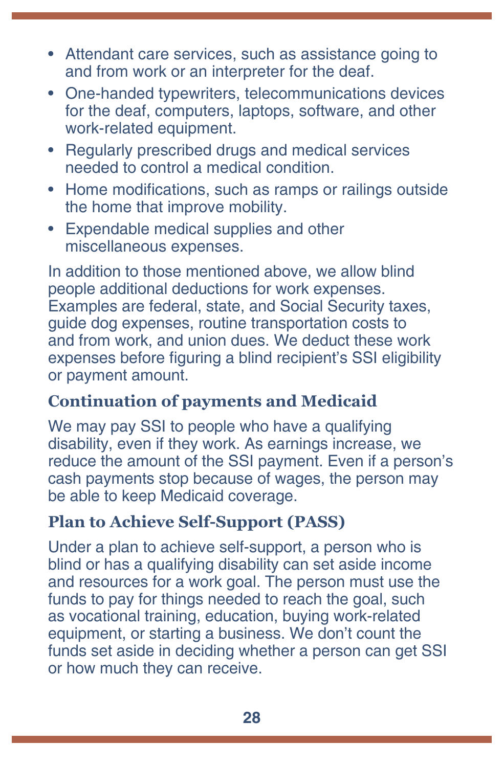- Attendant care services, such as assistance going to and from work or an interpreter for the deaf.
- One-handed typewriters, telecommunications devices for the deaf, computers, laptops, software, and other work-related equipment.
- Regularly prescribed drugs and medical services needed to control a medical condition.
- Home modifications, such as ramps or railings outside the home that improve mobility.
- Expendable medical supplies and other miscellaneous expenses.

In addition to those mentioned above, we allow blind people additional deductions for work expenses. Examples are federal, state, and Social Security taxes, guide dog expenses, routine transportation costs to and from work, and union dues. We deduct these work expenses before figuring a blind recipient's SSI eligibility or payment amount.

### Continuation of payments and Medicaid

We may pay SSI to people who have a qualifying disability, even if they work. As earnings increase, we reduce the amount of the SSI payment. Even if a person's cash payments stop because of wages, the person may be able to keep Medicaid coverage.

### Plan to Achieve Self-Support (PASS)

Under a plan to achieve self-support, a person who is blind or has a qualifying disability can set aside income and resources for a work goal. The person must use the funds to pay for things needed to reach the goal, such as vocational training, education, buying work-related equipment, or starting a business. We don't count the funds set aside in deciding whether a person can get SSI or how much they can receive.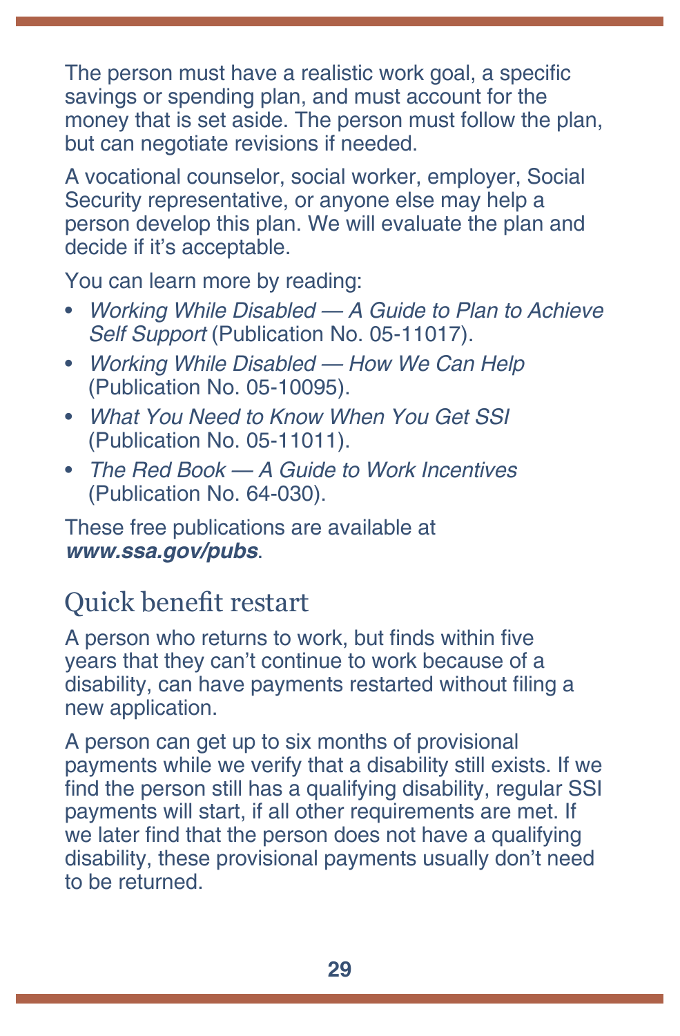The person must have a realistic work goal, a specific savings or spending plan, and must account for the money that is set aside. The person must follow the plan, but can negotiate revisions if needed.

A vocational counselor, social worker, employer, Social Security representative, or anyone else may help a person develop this plan. We will evaluate the plan and decide if it's acceptable.

You can learn more by reading:

- *Working While Disabled — A Guide to Plan to Achieve Self Support* (Publication No. 05-11017).
- *Working While Disabled — How We Can Help* (Publication No. 05-10095).
- *What You Need to Know When You Get SSI* (Publication No. 05-11011).
- *The Red Book — A Guide to Work Incentives* (Publication No. 64-030).

These free publications are available at ***www.ssa.gov/pubs***.

## Quick benefit restart

A person who returns to work, but finds within five years that they can't continue to work because of a disability, can have payments restarted without filing a new application.

A person can get up to six months of provisional payments while we verify that a disability still exists. If we find the person still has a qualifying disability, regular SSI payments will start, if all other requirements are met. If we later find that the person does not have a qualifying disability, these provisional payments usually don't need to be returned.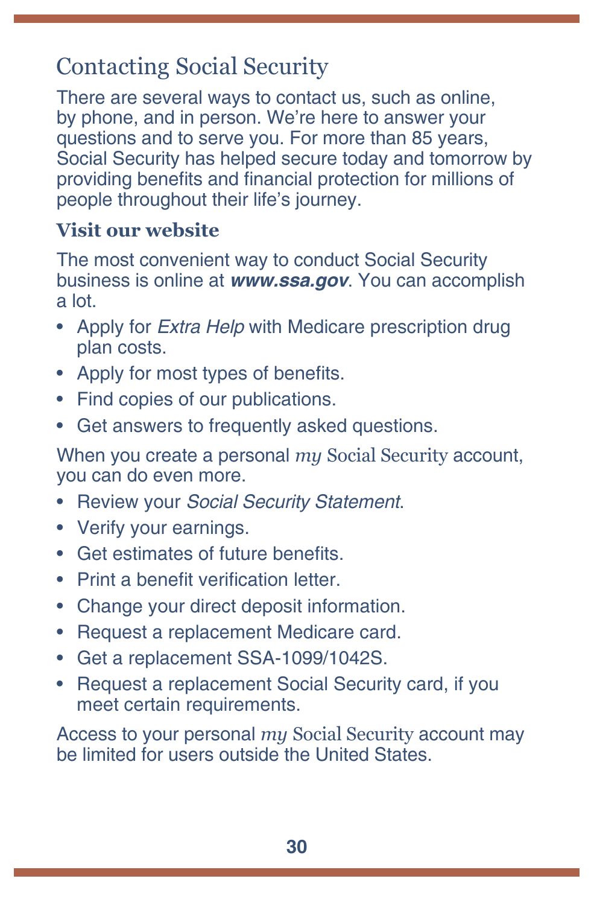## Contacting Social Security

There are several ways to contact us, such as online, by phone, and in person. We're here to answer your questions and to serve you. For more than 85 years, Social Security has helped secure today and tomorrow by providing benefits and financial protection for millions of people throughout their life's journey.

### Visit our website

The most convenient way to conduct Social Security business is online at ***www.ssa.gov***. You can accomplish a lot.

- Apply for *Extra Help* with Medicare prescription drug plan costs.
- Apply for most types of benefits.
- Find copies of our publications.
- Get answers to frequently asked questions.

When you create a personal *my* Social Security account, you can do even more.

- Review your *Social Security Statement*.
- Verify your earnings.
- Get estimates of future benefits.
- Print a benefit verification letter.
- Change your direct deposit information.
- Request a replacement Medicare card.
- Get a replacement SSA-1099/1042S.
- Request a replacement Social Security card, if you meet certain requirements.

Access to your personal *my* Social Security account may be limited for users outside the United States.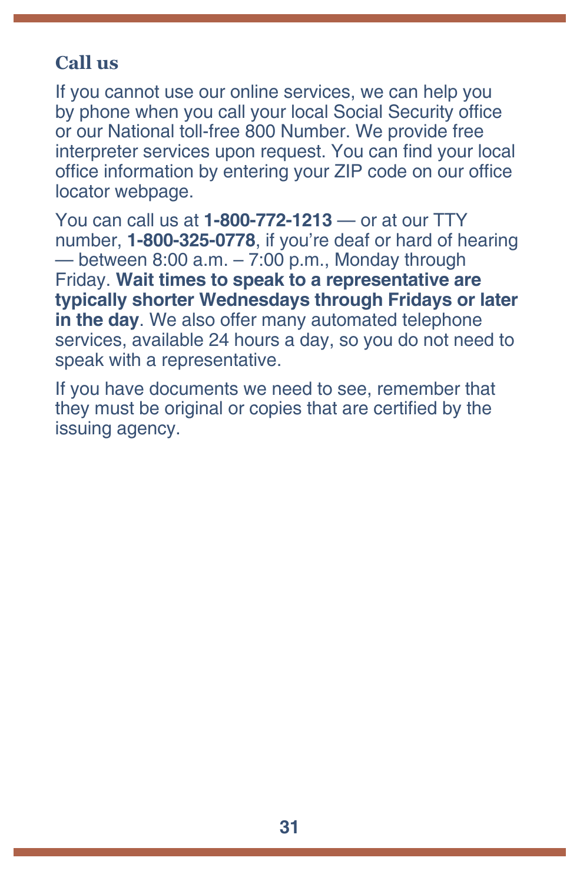### Call us

If you cannot use our online services, we can help you by phone when you call your local Social Security office or our National toll-free 800 Number. We provide free interpreter services upon request. You can find your local office information by entering your ZIP code on our office locator webpage.

You can call us at **1-800-772-1213** — or at our TTY number, **1-800-325-0778**, if you're deaf or hard of hearing — between 8:00 a.m. – 7:00 p.m., Monday through Friday. **Wait times to speak to a representative are typically shorter Wednesdays through Fridays or later in the day**. We also offer many automated telephone services, available 24 hours a day, so you do not need to speak with a representative.

If you have documents we need to see, remember that they must be original or copies that are certified by the issuing agency.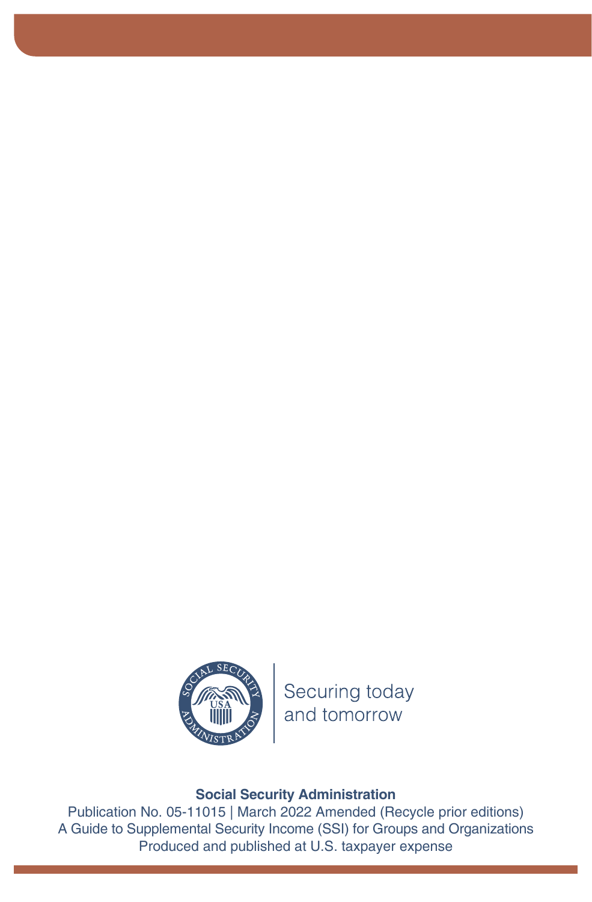Securing today
and tomorrow

**Social Security Administration**

Publication No. 05-11015 | March 2022 Amended (Recycle prior editions)

A Guide to Supplemental Security Income (SSI) for Groups and Organizations

Produced and published at U.S. taxpayer expense